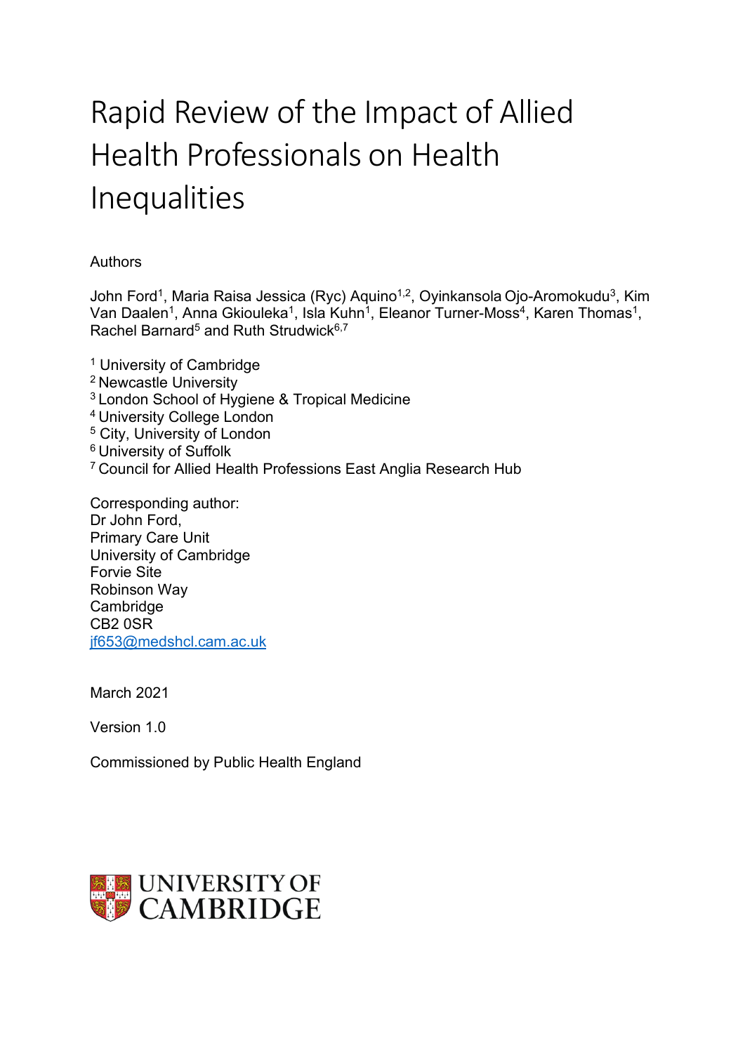# Rapid Review of the Impact of Allied Health Professionals on Health Inequalities

Authors

John Ford[1], Maria Raisa Jessica (Ryc) Aquino[1,2], Oyinkansola Ojo-Aromokudu[3], Kim Van Daalen[1], Anna Gkiouleka[1], Isla Kuhn[1], Eleanor Turner-Moss[4], Karen Thomas[1], Rachel Barnard[5] and Ruth Strudwick[6,7]

[1] University of Cambridge
[2] Newcastle University
[3] London School of Hygiene & Tropical Medicine
[4] University College London
[5] City, University of London
[6] University of Suffolk
[7] Council for Allied Health Professions East Anglia Research Hub

Corresponding author:
Dr John Ford,
Primary Care Unit
University of Cambridge
Forvie Site
Robinson Way
Cambridge
CB2 0SR
jf653@medshcl.cam.ac.uk

March 2021

Version 1.0

Commissioned by Public Health England

UNIVERSITY OF CAMBRIDGE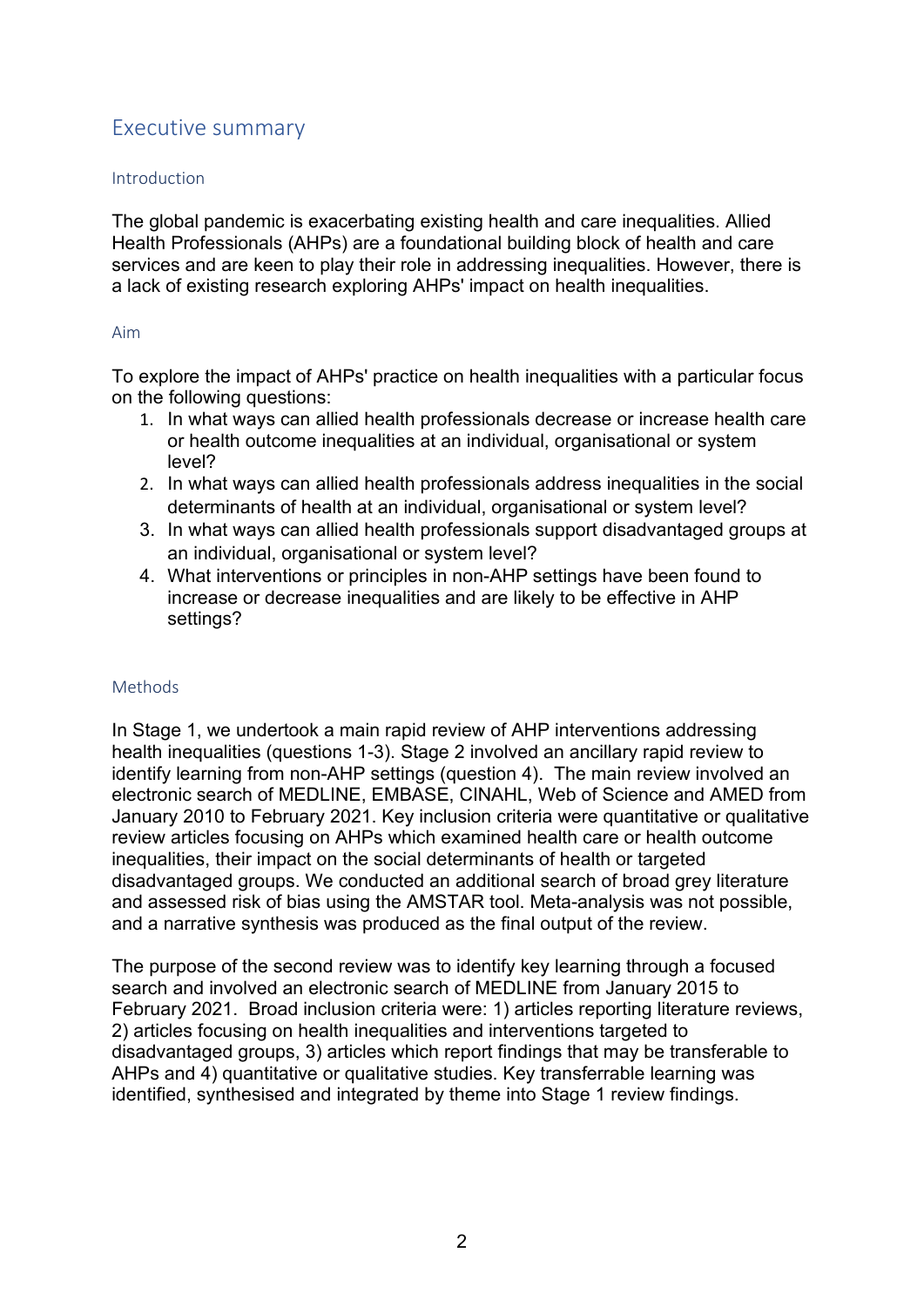# Executive summary

## Introduction

The global pandemic is exacerbating existing health and care inequalities. Allied Health Professionals (AHPs) are a foundational building block of health and care services and are keen to play their role in addressing inequalities. However, there is a lack of existing research exploring AHPs' impact on health inequalities.

## Aim

To explore the impact of AHPs' practice on health inequalities with a particular focus on the following questions:

1. In what ways can allied health professionals decrease or increase health care or health outcome inequalities at an individual, organisational or system level?
2. In what ways can allied health professionals address inequalities in the social determinants of health at an individual, organisational or system level?
3. In what ways can allied health professionals support disadvantaged groups at an individual, organisational or system level?
4. What interventions or principles in non-AHP settings have been found to increase or decrease inequalities and are likely to be effective in AHP settings?

## Methods

In Stage 1, we undertook a main rapid review of AHP interventions addressing health inequalities (questions 1-3). Stage 2 involved an ancillary rapid review to identify learning from non-AHP settings (question 4). The main review involved an electronic search of MEDLINE, EMBASE, CINAHL, Web of Science and AMED from January 2010 to February 2021. Key inclusion criteria were quantitative or qualitative review articles focusing on AHPs which examined health care or health outcome inequalities, their impact on the social determinants of health or targeted disadvantaged groups. We conducted an additional search of broad grey literature and assessed risk of bias using the AMSTAR tool. Meta-analysis was not possible, and a narrative synthesis was produced as the final output of the review.

The purpose of the second review was to identify key learning through a focused search and involved an electronic search of MEDLINE from January 2015 to February 2021. Broad inclusion criteria were: 1) articles reporting literature reviews, 2) articles focusing on health inequalities and interventions targeted to disadvantaged groups, 3) articles which report findings that may be transferable to AHPs and 4) quantitative or qualitative studies. Key transferrable learning was identified, synthesised and integrated by theme into Stage 1 review findings.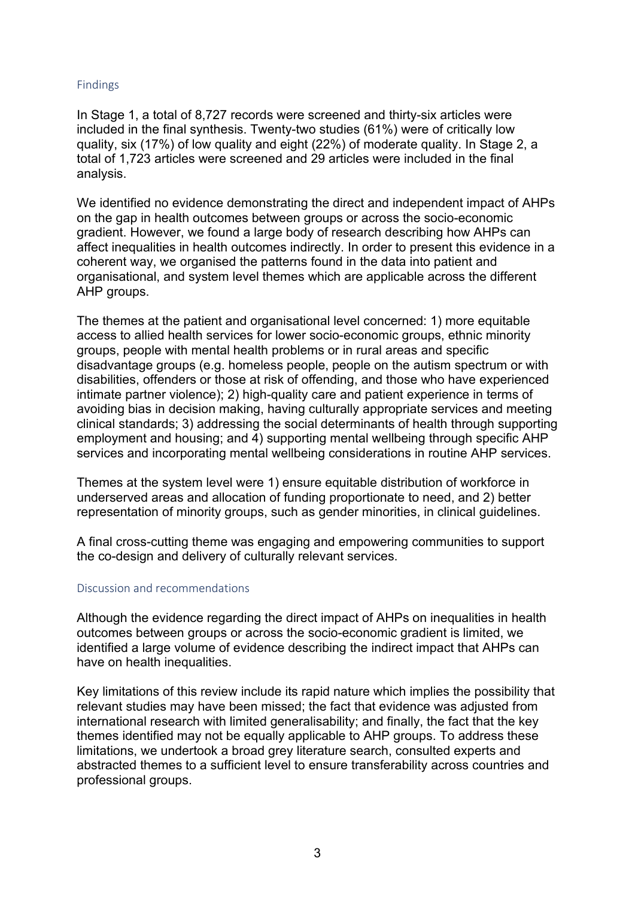### Findings

In Stage 1, a total of 8,727 records were screened and thirty-six articles were included in the final synthesis. Twenty-two studies (61%) were of critically low quality, six (17%) of low quality and eight (22%) of moderate quality. In Stage 2, a total of 1,723 articles were screened and 29 articles were included in the final analysis.

We identified no evidence demonstrating the direct and independent impact of AHPs on the gap in health outcomes between groups or across the socio-economic gradient. However, we found a large body of research describing how AHPs can affect inequalities in health outcomes indirectly. In order to present this evidence in a coherent way, we organised the patterns found in the data into patient and organisational, and system level themes which are applicable across the different AHP groups.

The themes at the patient and organisational level concerned: 1) more equitable access to allied health services for lower socio-economic groups, ethnic minority groups, people with mental health problems or in rural areas and specific disadvantage groups (e.g. homeless people, people on the autism spectrum or with disabilities, offenders or those at risk of offending, and those who have experienced intimate partner violence); 2) high-quality care and patient experience in terms of avoiding bias in decision making, having culturally appropriate services and meeting clinical standards; 3) addressing the social determinants of health through supporting employment and housing; and 4) supporting mental wellbeing through specific AHP services and incorporating mental wellbeing considerations in routine AHP services.

Themes at the system level were 1) ensure equitable distribution of workforce in underserved areas and allocation of funding proportionate to need, and 2) better representation of minority groups, such as gender minorities, in clinical guidelines.

A final cross-cutting theme was engaging and empowering communities to support the co-design and delivery of culturally relevant services.

### Discussion and recommendations

Although the evidence regarding the direct impact of AHPs on inequalities in health outcomes between groups or across the socio-economic gradient is limited, we identified a large volume of evidence describing the indirect impact that AHPs can have on health inequalities.

Key limitations of this review include its rapid nature which implies the possibility that relevant studies may have been missed; the fact that evidence was adjusted from international research with limited generalisability; and finally, the fact that the key themes identified may not be equally applicable to AHP groups. To address these limitations, we undertook a broad grey literature search, consulted experts and abstracted themes to a sufficient level to ensure transferability across countries and professional groups.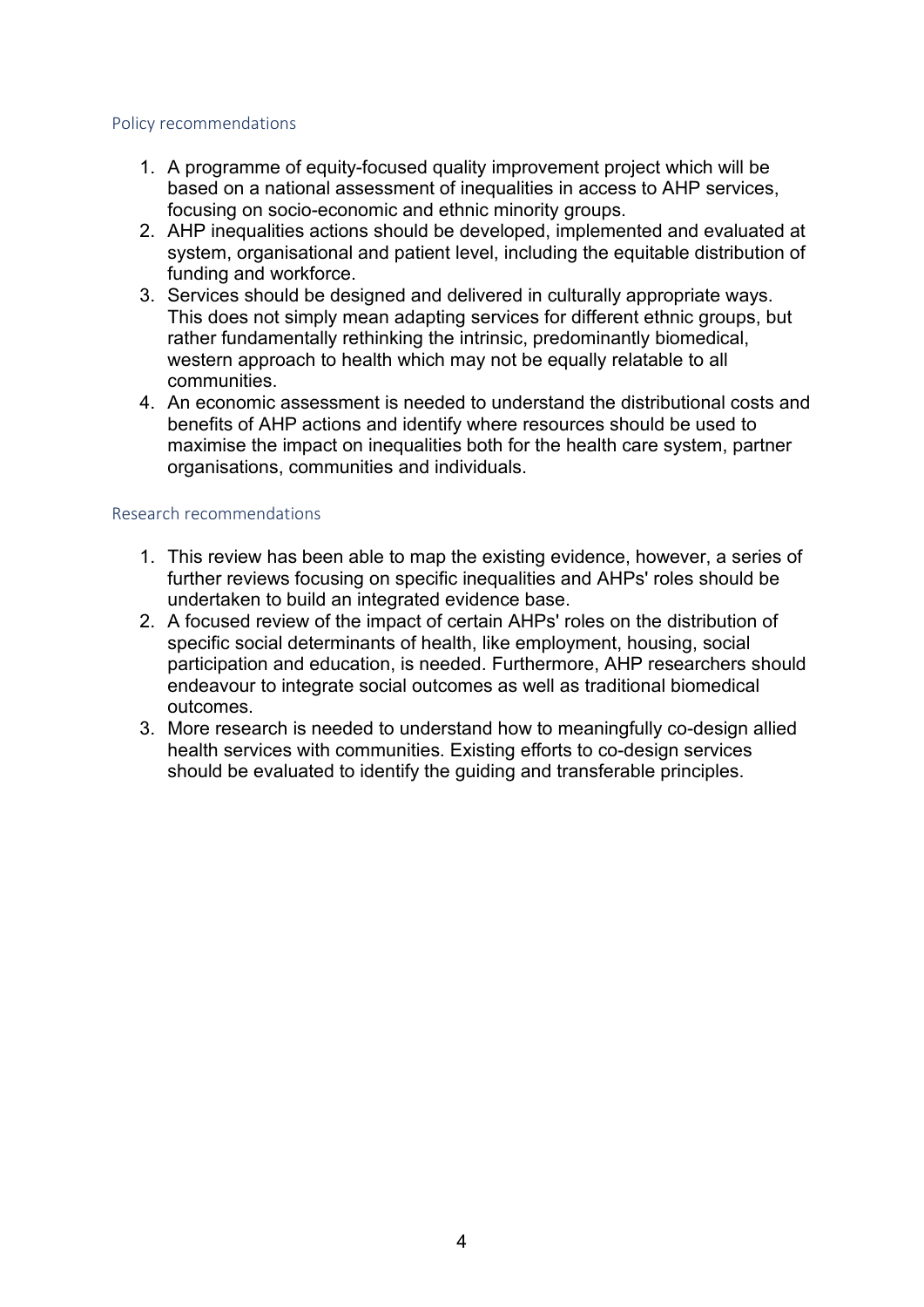### Policy recommendations

1. A programme of equity-focused quality improvement project which will be based on a national assessment of inequalities in access to AHP services, focusing on socio-economic and ethnic minority groups.
2. AHP inequalities actions should be developed, implemented and evaluated at system, organisational and patient level, including the equitable distribution of funding and workforce.
3. Services should be designed and delivered in culturally appropriate ways. This does not simply mean adapting services for different ethnic groups, but rather fundamentally rethinking the intrinsic, predominantly biomedical, western approach to health which may not be equally relatable to all communities.
4. An economic assessment is needed to understand the distributional costs and benefits of AHP actions and identify where resources should be used to maximise the impact on inequalities both for the health care system, partner organisations, communities and individuals.

### Research recommendations

1. This review has been able to map the existing evidence, however, a series of further reviews focusing on specific inequalities and AHPs' roles should be undertaken to build an integrated evidence base.
2. A focused review of the impact of certain AHPs' roles on the distribution of specific social determinants of health, like employment, housing, social participation and education, is needed. Furthermore, AHP researchers should endeavour to integrate social outcomes as well as traditional biomedical outcomes.
3. More research is needed to understand how to meaningfully co-design allied health services with communities. Existing efforts to co-design services should be evaluated to identify the guiding and transferable principles.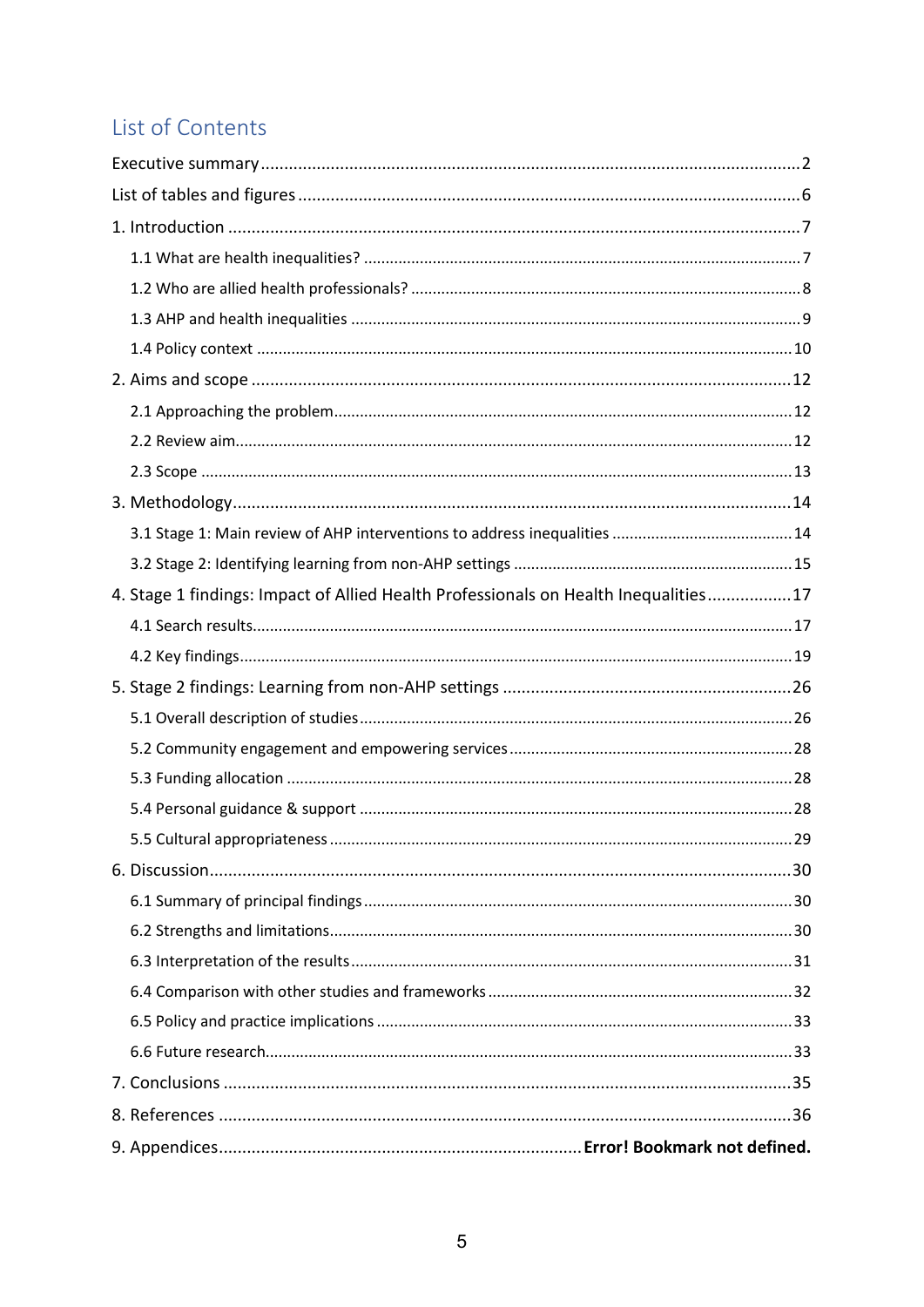# List of Contents

Executive summary ........................................................................................................ 2

List of tables and figures ............................................................................................... 6

1. Introduction ............................................................................................................... 7

   1.1 What are health inequalities? ................................................................................. 7

   1.2 Who are allied health professionals? ...................................................................... 8

   1.3 AHP and health inequalities ................................................................................... 9

   1.4 Policy context ........................................................................................................ 10

2. Aims and scope ........................................................................................................ 12

   2.1 Approaching the problem ....................................................................................... 12

   2.2 Review aim ............................................................................................................ 12

   2.3 Scope .................................................................................................................... 13

3. Methodology ............................................................................................................. 14

   3.1 Stage 1: Main review of AHP interventions to address inequalities ........................ 14

   3.2 Stage 2: Identifying learning from non-AHP settings .............................................. 15

4. Stage 1 findings: Impact of Allied Health Professionals on Health Inequalities ............ 17

   4.1 Search results ........................................................................................................ 17

   4.2 Key findings ........................................................................................................... 19

5. Stage 2 findings: Learning from non-AHP settings ...................................................... 26

   5.1 Overall description of studies ................................................................................ 26

   5.2 Community engagement and empowering services ............................................... 28

   5.3 Funding allocation ................................................................................................. 28

   5.4 Personal guidance & support ................................................................................. 28

   5.5 Cultural appropriateness ........................................................................................ 29

6. Discussion ................................................................................................................. 30

   6.1 Summary of principal findings ................................................................................ 30

   6.2 Strengths and limitations ........................................................................................ 30

   6.3 Interpretation of the results .................................................................................... 31

   6.4 Comparison with other studies and frameworks ..................................................... 32

   6.5 Policy and practice implications ............................................................................. 33

   6.6 Future research ...................................................................................................... 33

7. Conclusions ............................................................................................................... 35

8. References ................................................................................................................ 36

9. Appendices ................................................................ **Error! Bookmark not defined.**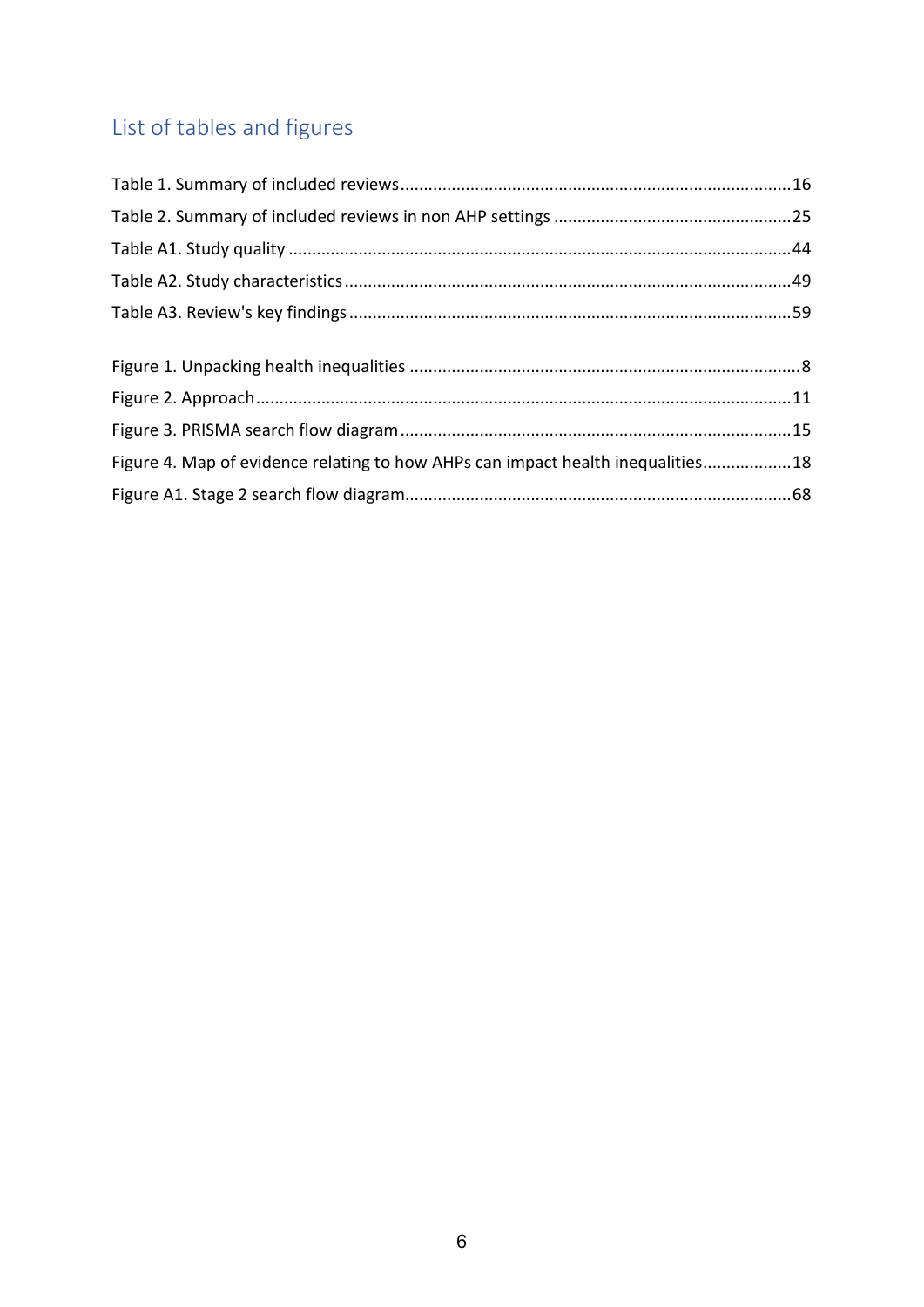## List of tables and figures

Table 1. Summary of included reviews....................................................................................16

Table 2. Summary of included reviews in non AHP settings ...................................................25

Table A1. Study quality ..........................................................................................................44

Table A2. Study characteristics...............................................................................................49

Table A3. Review's key findings ..............................................................................................59

Figure 1. Unpacking health inequalities ...................................................................................8

Figure 2. Approach..................................................................................................................11

Figure 3. PRISMA search flow diagram...................................................................................15

Figure 4. Map of evidence relating to how AHPs can impact health inequalities...................18

Figure A1. Stage 2 search flow diagram..................................................................................68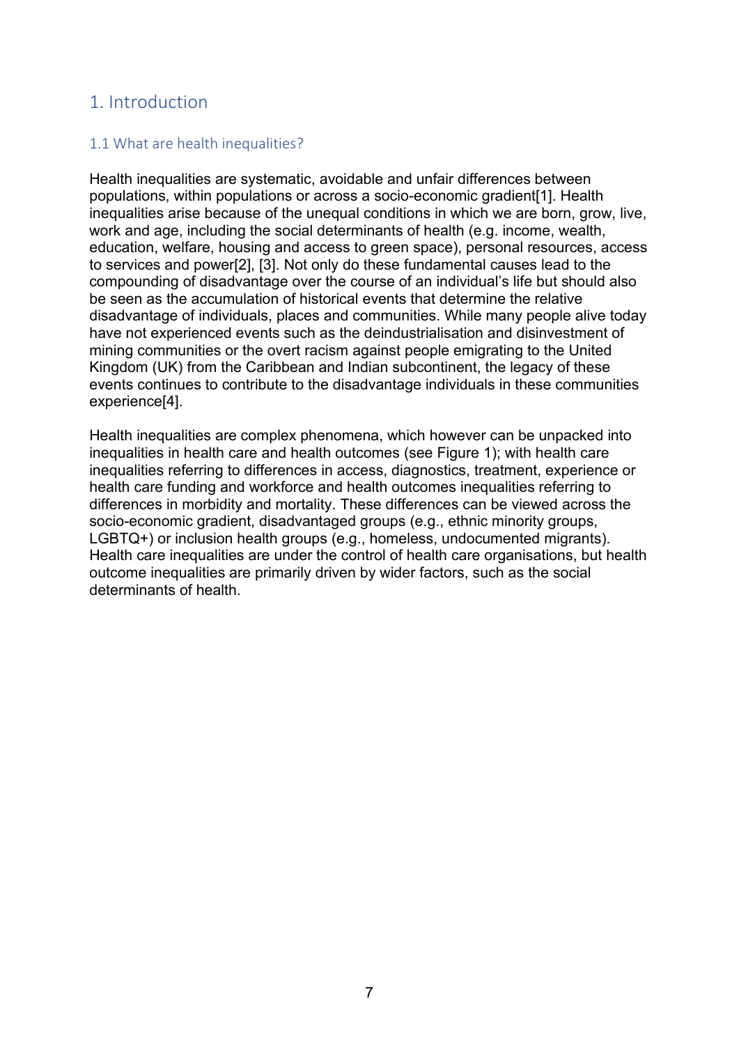# 1. Introduction

## 1.1 What are health inequalities?

Health inequalities are systematic, avoidable and unfair differences between populations, within populations or across a socio-economic gradient[1]. Health inequalities arise because of the unequal conditions in which we are born, grow, live, work and age, including the social determinants of health (e.g. income, wealth, education, welfare, housing and access to green space), personal resources, access to services and power[2], [3]. Not only do these fundamental causes lead to the compounding of disadvantage over the course of an individual's life but should also be seen as the accumulation of historical events that determine the relative disadvantage of individuals, places and communities. While many people alive today have not experienced events such as the deindustrialisation and disinvestment of mining communities or the overt racism against people emigrating to the United Kingdom (UK) from the Caribbean and Indian subcontinent, the legacy of these events continues to contribute to the disadvantage individuals in these communities experience[4].

Health inequalities are complex phenomena, which however can be unpacked into inequalities in health care and health outcomes (see Figure 1); with health care inequalities referring to differences in access, diagnostics, treatment, experience or health care funding and workforce and health outcomes inequalities referring to differences in morbidity and mortality. These differences can be viewed across the socio-economic gradient, disadvantaged groups (e.g., ethnic minority groups, LGBTQ+) or inclusion health groups (e.g., homeless, undocumented migrants). Health care inequalities are under the control of health care organisations, but health outcome inequalities are primarily driven by wider factors, such as the social determinants of health.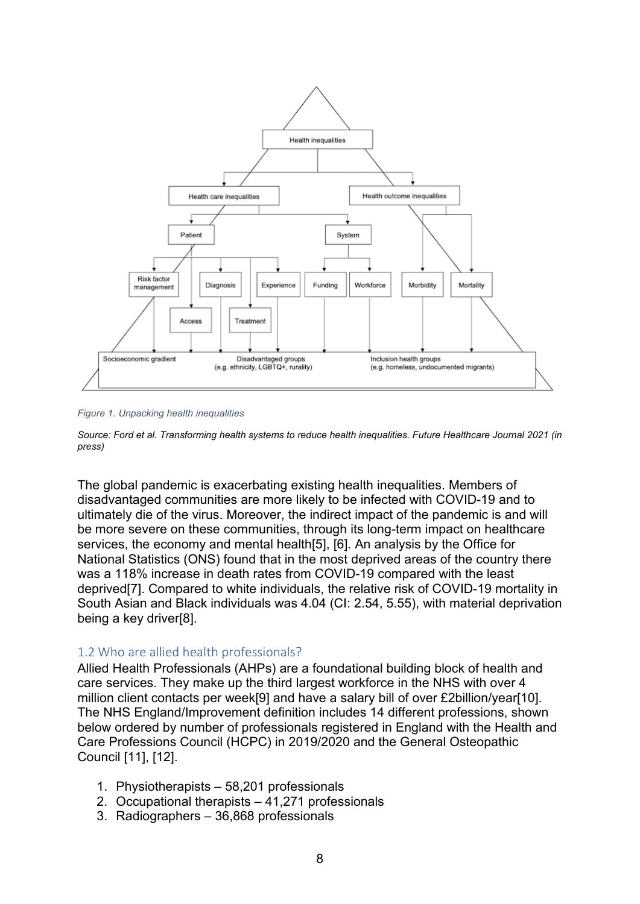*Figure 1. Unpacking health inequalities*

*Source: Ford et al. Transforming health systems to reduce health inequalities. Future Healthcare Journal 2021 (in press)*

The global pandemic is exacerbating existing health inequalities. Members of disadvantaged communities are more likely to be infected with COVID-19 and to ultimately die of the virus. Moreover, the indirect impact of the pandemic is and will be more severe on these communities, through its long-term impact on healthcare services, the economy and mental health[5], [6]. An analysis by the Office for National Statistics (ONS) found that in the most deprived areas of the country there was a 118% increase in death rates from COVID-19 compared with the least deprived[7]. Compared to white individuals, the relative risk of COVID-19 mortality in South Asian and Black individuals was 4.04 (CI: 2.54, 5.55), with material deprivation being a key driver[8].

## 1.2 Who are allied health professionals?

Allied Health Professionals (AHPs) are a foundational building block of health and care services. They make up the third largest workforce in the NHS with over 4 million client contacts per week[9] and have a salary bill of over £2billion/year[10]. The NHS England/Improvement definition includes 14 different professions, shown below ordered by number of professionals registered in England with the Health and Care Professions Council (HCPC) in 2019/2020 and the General Osteopathic Council [11], [12].

1. Physiotherapists – 58,201 professionals
2. Occupational therapists – 41,271 professionals
3. Radiographers – 36,868 professionals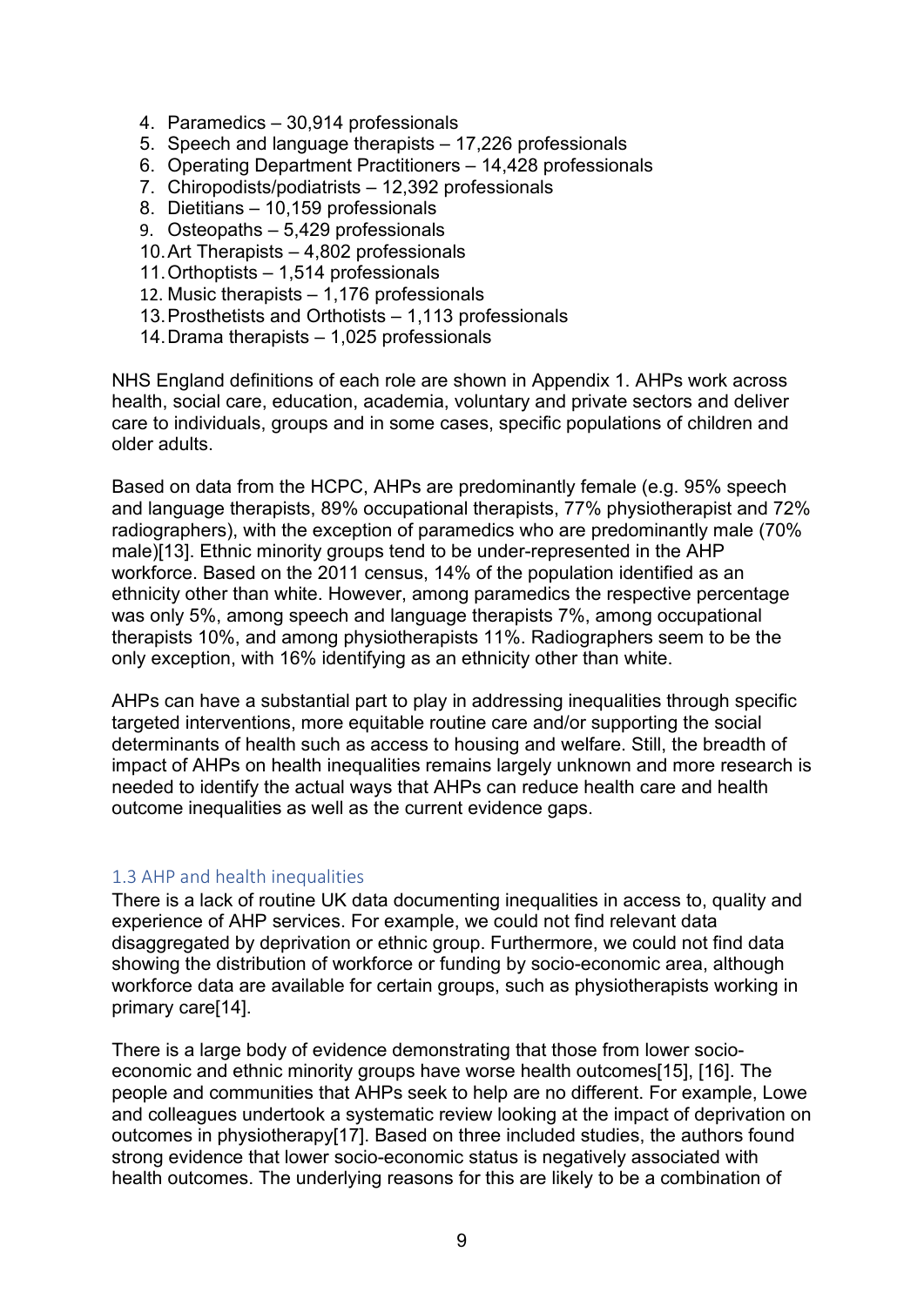4. Paramedics – 30,914 professionals
5. Speech and language therapists – 17,226 professionals
6. Operating Department Practitioners – 14,428 professionals
7. Chiropodists/podiatrists – 12,392 professionals
8. Dietitians – 10,159 professionals
9. Osteopaths – 5,429 professionals
10. Art Therapists – 4,802 professionals
11. Orthoptists – 1,514 professionals
12. Music therapists – 1,176 professionals
13. Prosthetists and Orthotists – 1,113 professionals
14. Drama therapists – 1,025 professionals

NHS England definitions of each role are shown in Appendix 1. AHPs work across health, social care, education, academia, voluntary and private sectors and deliver care to individuals, groups and in some cases, specific populations of children and older adults.

Based on data from the HCPC, AHPs are predominantly female (e.g. 95% speech and language therapists, 89% occupational therapists, 77% physiotherapist and 72% radiographers), with the exception of paramedics who are predominantly male (70% male)[13]. Ethnic minority groups tend to be under-represented in the AHP workforce. Based on the 2011 census, 14% of the population identified as an ethnicity other than white. However, among paramedics the respective percentage was only 5%, among speech and language therapists 7%, among occupational therapists 10%, and among physiotherapists 11%. Radiographers seem to be the only exception, with 16% identifying as an ethnicity other than white.

AHPs can have a substantial part to play in addressing inequalities through specific targeted interventions, more equitable routine care and/or supporting the social determinants of health such as access to housing and welfare. Still, the breadth of impact of AHPs on health inequalities remains largely unknown and more research is needed to identify the actual ways that AHPs can reduce health care and health outcome inequalities as well as the current evidence gaps.

### 1.3 AHP and health inequalities

There is a lack of routine UK data documenting inequalities in access to, quality and experience of AHP services. For example, we could not find relevant data disaggregated by deprivation or ethnic group. Furthermore, we could not find data showing the distribution of workforce or funding by socio-economic area, although workforce data are available for certain groups, such as physiotherapists working in primary care[14].

There is a large body of evidence demonstrating that those from lower socio-economic and ethnic minority groups have worse health outcomes[15], [16]. The people and communities that AHPs seek to help are no different. For example, Lowe and colleagues undertook a systematic review looking at the impact of deprivation on outcomes in physiotherapy[17]. Based on three included studies, the authors found strong evidence that lower socio-economic status is negatively associated with health outcomes. The underlying reasons for this are likely to be a combination of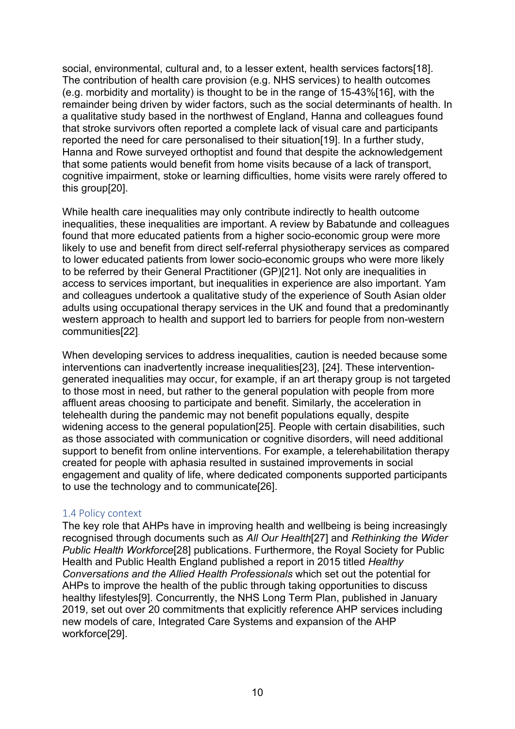social, environmental, cultural and, to a lesser extent, health services factors[18]. The contribution of health care provision (e.g. NHS services) to health outcomes (e.g. morbidity and mortality) is thought to be in the range of 15-43%[16], with the remainder being driven by wider factors, such as the social determinants of health. In a qualitative study based in the northwest of England, Hanna and colleagues found that stroke survivors often reported a complete lack of visual care and participants reported the need for care personalised to their situation[19]. In a further study, Hanna and Rowe surveyed orthoptist and found that despite the acknowledgement that some patients would benefit from home visits because of a lack of transport, cognitive impairment, stoke or learning difficulties, home visits were rarely offered to this group[20].

While health care inequalities may only contribute indirectly to health outcome inequalities, these inequalities are important. A review by Babatunde and colleagues found that more educated patients from a higher socio-economic group were more likely to use and benefit from direct self-referral physiotherapy services as compared to lower educated patients from lower socio-economic groups who were more likely to be referred by their General Practitioner (GP)[21]. Not only are inequalities in access to services important, but inequalities in experience are also important. Yam and colleagues undertook a qualitative study of the experience of South Asian older adults using occupational therapy services in the UK and found that a predominantly western approach to health and support led to barriers for people from non-western communities[22].

When developing services to address inequalities, caution is needed because some interventions can inadvertently increase inequalities[23], [24]. These intervention-generated inequalities may occur, for example, if an art therapy group is not targeted to those most in need, but rather to the general population with people from more affluent areas choosing to participate and benefit. Similarly, the acceleration in telehealth during the pandemic may not benefit populations equally, despite widening access to the general population[25]. People with certain disabilities, such as those associated with communication or cognitive disorders, will need additional support to benefit from online interventions. For example, a telerehabilitation therapy created for people with aphasia resulted in sustained improvements in social engagement and quality of life, where dedicated components supported participants to use the technology and to communicate[26].

### 1.4 Policy context

The key role that AHPs have in improving health and wellbeing is being increasingly recognised through documents such as *All Our Health*[27] and *Rethinking the Wider Public Health Workforce*[28] publications. Furthermore, the Royal Society for Public Health and Public Health England published a report in 2015 titled *Healthy Conversations and the Allied Health Professionals* which set out the potential for AHPs to improve the health of the public through taking opportunities to discuss healthy lifestyles[9]. Concurrently, the NHS Long Term Plan, published in January 2019, set out over 20 commitments that explicitly reference AHP services including new models of care, Integrated Care Systems and expansion of the AHP workforce[29].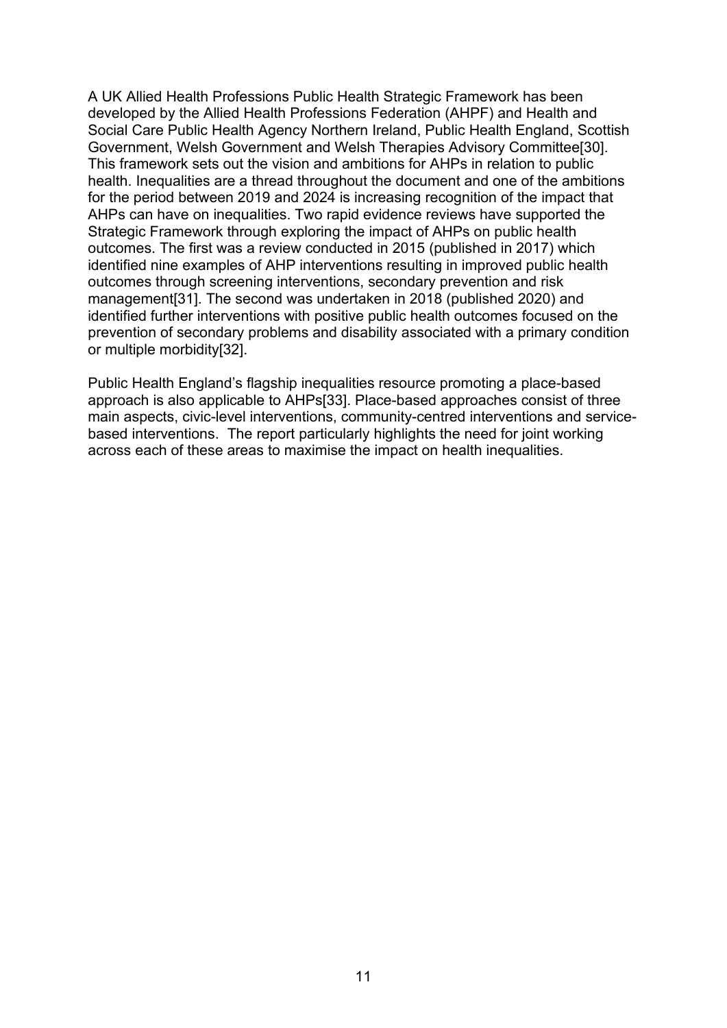A UK Allied Health Professions Public Health Strategic Framework has been developed by the Allied Health Professions Federation (AHPF) and Health and Social Care Public Health Agency Northern Ireland, Public Health England, Scottish Government, Welsh Government and Welsh Therapies Advisory Committee[30]. This framework sets out the vision and ambitions for AHPs in relation to public health. Inequalities are a thread throughout the document and one of the ambitions for the period between 2019 and 2024 is increasing recognition of the impact that AHPs can have on inequalities. Two rapid evidence reviews have supported the Strategic Framework through exploring the impact of AHPs on public health outcomes. The first was a review conducted in 2015 (published in 2017) which identified nine examples of AHP interventions resulting in improved public health outcomes through screening interventions, secondary prevention and risk management[31]. The second was undertaken in 2018 (published 2020) and identified further interventions with positive public health outcomes focused on the prevention of secondary problems and disability associated with a primary condition or multiple morbidity[32].

Public Health England's flagship inequalities resource promoting a place-based approach is also applicable to AHPs[33]. Place-based approaches consist of three main aspects, civic-level interventions, community-centred interventions and service-based interventions. The report particularly highlights the need for joint working across each of these areas to maximise the impact on health inequalities.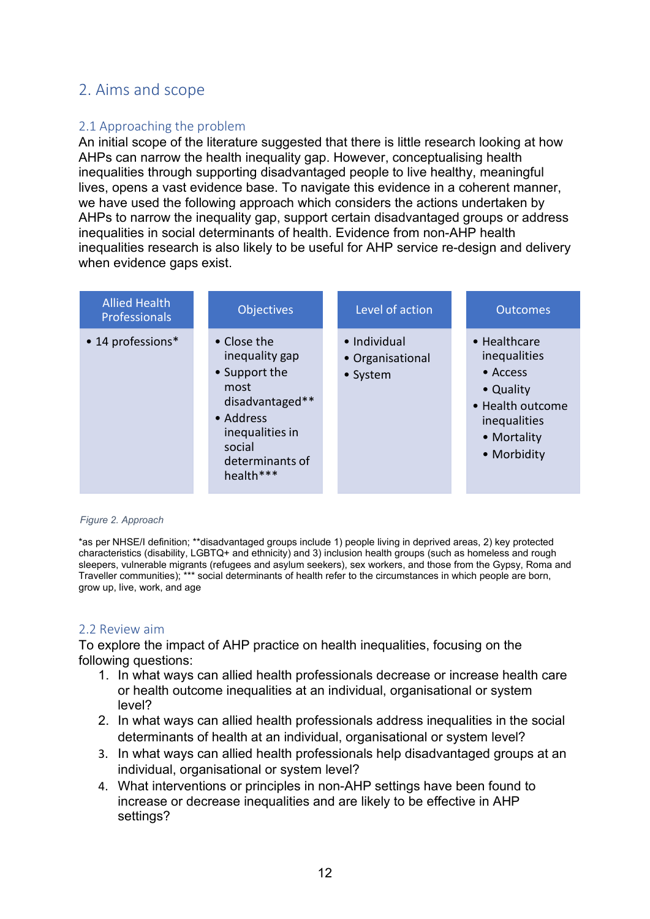## 2. Aims and scope

### 2.1 Approaching the problem

An initial scope of the literature suggested that there is little research looking at how AHPs can narrow the health inequality gap. However, conceptualising health inequalities through supporting disadvantaged people to live healthy, meaningful lives, opens a vast evidence base. To navigate this evidence in a coherent manner, we have used the following approach which considers the actions undertaken by AHPs to narrow the inequality gap, support certain disadvantaged groups or address inequalities in social determinants of health. Evidence from non-AHP health inequalities research is also likely to be useful for AHP service re-design and delivery when evidence gaps exist.

| Allied Health Professionals | Objectives | Level of action | Outcomes |
|---|---|---|---|
| • 14 professions* | • Close the inequality gap<br>• Support the most disadvantaged**<br>• Address inequalities in social determinants of health*** | • Individual<br>• Organisational<br>• System | • Healthcare inequalities<br>  • Access<br>  • Quality<br>• Health outcome inequalities<br>  • Mortality<br>  • Morbidity |

*Figure 2. Approach*

*as per NHSE/I definition; **disadvantaged groups include 1) people living in deprived areas, 2) key protected characteristics (disability, LGBTQ+ and ethnicity) and 3) inclusion health groups (such as homeless and rough sleepers, vulnerable migrants (refugees and asylum seekers), sex workers, and those from the Gypsy, Roma and Traveller communities); *** social determinants of health refer to the circumstances in which people are born, grow up, live, work, and age

### 2.2 Review aim

To explore the impact of AHP practice on health inequalities, focusing on the following questions:

1. In what ways can allied health professionals decrease or increase health care or health outcome inequalities at an individual, organisational or system level?
2. In what ways can allied health professionals address inequalities in the social determinants of health at an individual, organisational or system level?
3. In what ways can allied health professionals help disadvantaged groups at an individual, organisational or system level?
4. What interventions or principles in non-AHP settings have been found to increase or decrease inequalities and are likely to be effective in AHP settings?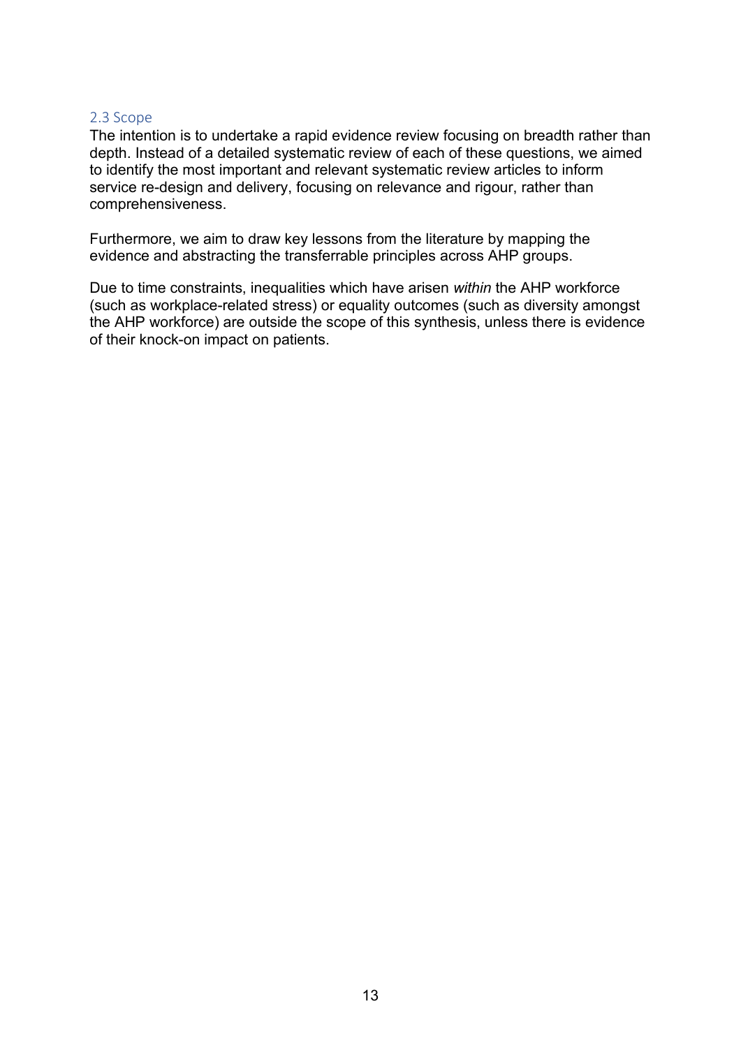### 2.3 Scope

The intention is to undertake a rapid evidence review focusing on breadth rather than depth. Instead of a detailed systematic review of each of these questions, we aimed to identify the most important and relevant systematic review articles to inform service re-design and delivery, focusing on relevance and rigour, rather than comprehensiveness.

Furthermore, we aim to draw key lessons from the literature by mapping the evidence and abstracting the transferrable principles across AHP groups.

Due to time constraints, inequalities which have arisen *within* the AHP workforce (such as workplace-related stress) or equality outcomes (such as diversity amongst the AHP workforce) are outside the scope of this synthesis, unless there is evidence of their knock-on impact on patients.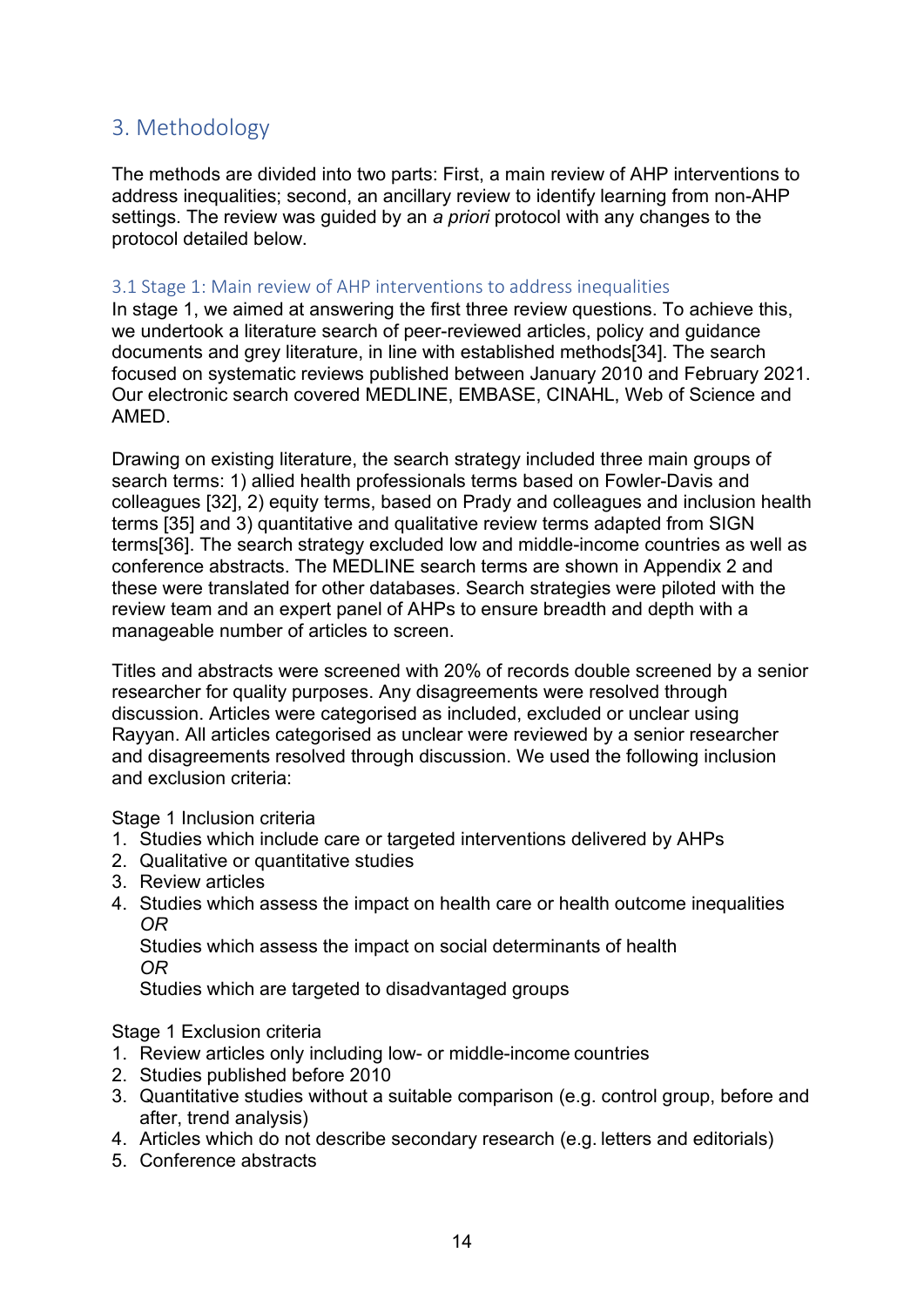## 3. Methodology

The methods are divided into two parts: First, a main review of AHP interventions to address inequalities; second, an ancillary review to identify learning from non-AHP settings. The review was guided by an *a priori* protocol with any changes to the protocol detailed below.

### 3.1 Stage 1: Main review of AHP interventions to address inequalities

In stage 1, we aimed at answering the first three review questions. To achieve this, we undertook a literature search of peer-reviewed articles, policy and guidance documents and grey literature, in line with established methods[34]. The search focused on systematic reviews published between January 2010 and February 2021. Our electronic search covered MEDLINE, EMBASE, CINAHL, Web of Science and AMED.

Drawing on existing literature, the search strategy included three main groups of search terms: 1) allied health professionals terms based on Fowler-Davis and colleagues [32], 2) equity terms, based on Prady and colleagues and inclusion health terms [35] and 3) quantitative and qualitative review terms adapted from SIGN terms[36]. The search strategy excluded low and middle-income countries as well as conference abstracts. The MEDLINE search terms are shown in Appendix 2 and these were translated for other databases. Search strategies were piloted with the review team and an expert panel of AHPs to ensure breadth and depth with a manageable number of articles to screen.

Titles and abstracts were screened with 20% of records double screened by a senior researcher for quality purposes. Any disagreements were resolved through discussion. Articles were categorised as included, excluded or unclear using Rayyan. All articles categorised as unclear were reviewed by a senior researcher and disagreements resolved through discussion. We used the following inclusion and exclusion criteria:

Stage 1 Inclusion criteria

1. Studies which include care or targeted interventions delivered by AHPs
2. Qualitative or quantitative studies
3. Review articles
4. Studies which assess the impact on health care or health outcome inequalities
   *OR*
   Studies which assess the impact on social determinants of health
   *OR*
   Studies which are targeted to disadvantaged groups

Stage 1 Exclusion criteria

1. Review articles only including low- or middle-income countries
2. Studies published before 2010
3. Quantitative studies without a suitable comparison (e.g. control group, before and after, trend analysis)
4. Articles which do not describe secondary research (e.g. letters and editorials)
5. Conference abstracts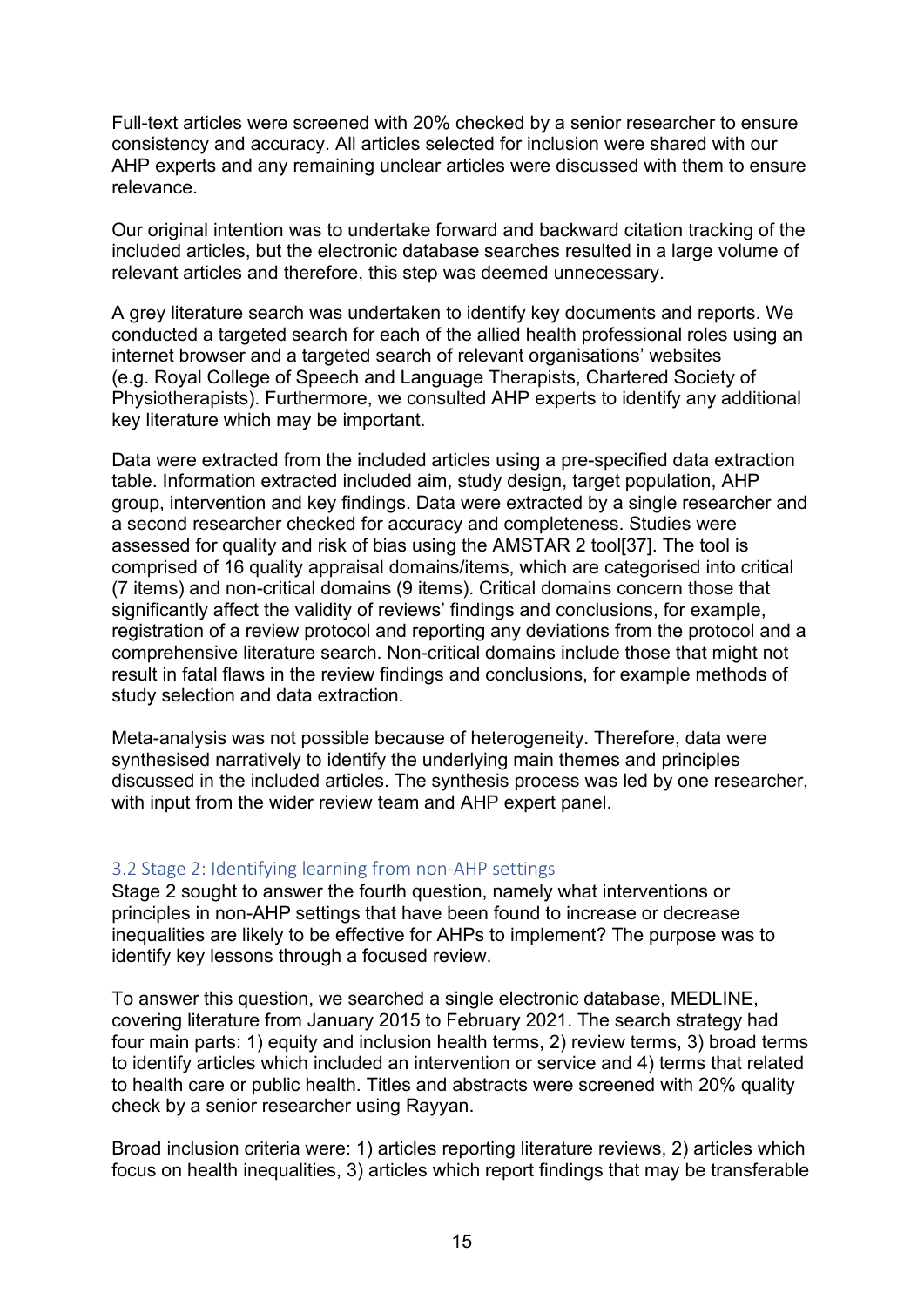Full-text articles were screened with 20% checked by a senior researcher to ensure consistency and accuracy. All articles selected for inclusion were shared with our AHP experts and any remaining unclear articles were discussed with them to ensure relevance.

Our original intention was to undertake forward and backward citation tracking of the included articles, but the electronic database searches resulted in a large volume of relevant articles and therefore, this step was deemed unnecessary.

A grey literature search was undertaken to identify key documents and reports. We conducted a targeted search for each of the allied health professional roles using an internet browser and a targeted search of relevant organisations' websites (e.g. Royal College of Speech and Language Therapists, Chartered Society of Physiotherapists). Furthermore, we consulted AHP experts to identify any additional key literature which may be important.

Data were extracted from the included articles using a pre-specified data extraction table. Information extracted included aim, study design, target population, AHP group, intervention and key findings. Data were extracted by a single researcher and a second researcher checked for accuracy and completeness. Studies were assessed for quality and risk of bias using the AMSTAR 2 tool[37]. The tool is comprised of 16 quality appraisal domains/items, which are categorised into critical (7 items) and non-critical domains (9 items). Critical domains concern those that significantly affect the validity of reviews' findings and conclusions, for example, registration of a review protocol and reporting any deviations from the protocol and a comprehensive literature search. Non-critical domains include those that might not result in fatal flaws in the review findings and conclusions, for example methods of study selection and data extraction.

Meta-analysis was not possible because of heterogeneity. Therefore, data were synthesised narratively to identify the underlying main themes and principles discussed in the included articles. The synthesis process was led by one researcher, with input from the wider review team and AHP expert panel.

### 3.2 Stage 2: Identifying learning from non-AHP settings

Stage 2 sought to answer the fourth question, namely what interventions or principles in non-AHP settings that have been found to increase or decrease inequalities are likely to be effective for AHPs to implement? The purpose was to identify key lessons through a focused review.

To answer this question, we searched a single electronic database, MEDLINE, covering literature from January 2015 to February 2021. The search strategy had four main parts: 1) equity and inclusion health terms, 2) review terms, 3) broad terms to identify articles which included an intervention or service and 4) terms that related to health care or public health. Titles and abstracts were screened with 20% quality check by a senior researcher using Rayyan.

Broad inclusion criteria were: 1) articles reporting literature reviews, 2) articles which focus on health inequalities, 3) articles which report findings that may be transferable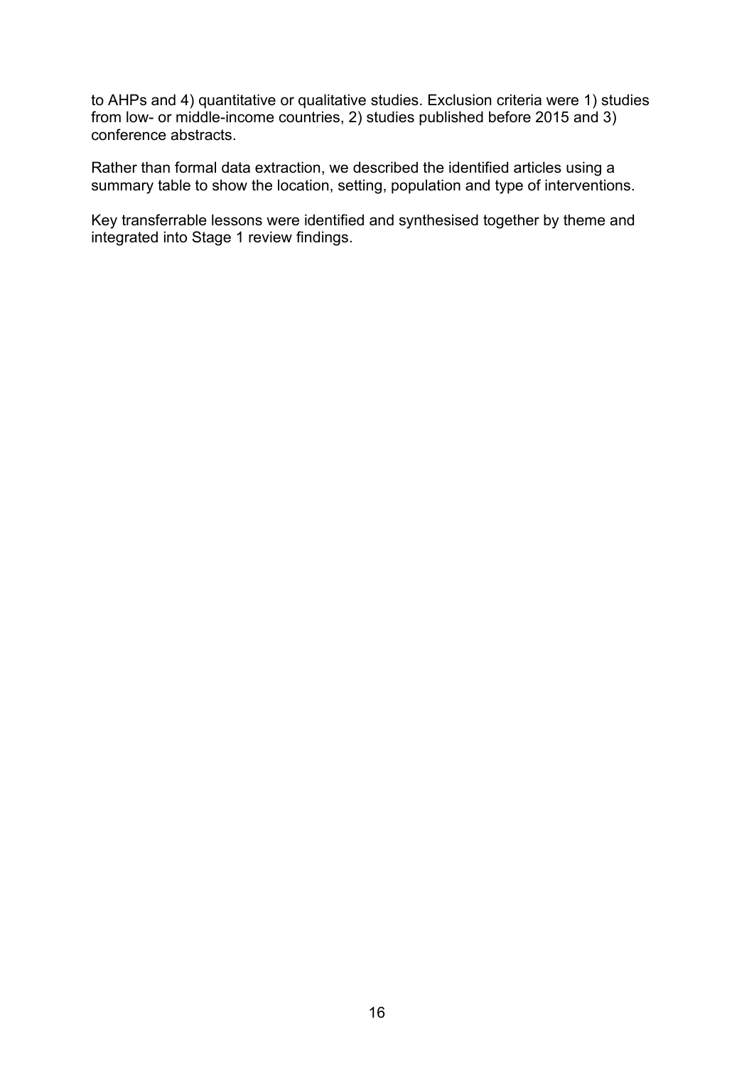to AHPs and 4) quantitative or qualitative studies. Exclusion criteria were 1) studies from low- or middle-income countries, 2) studies published before 2015 and 3) conference abstracts.

Rather than formal data extraction, we described the identified articles using a summary table to show the location, setting, population and type of interventions.

Key transferrable lessons were identified and synthesised together by theme and integrated into Stage 1 review findings.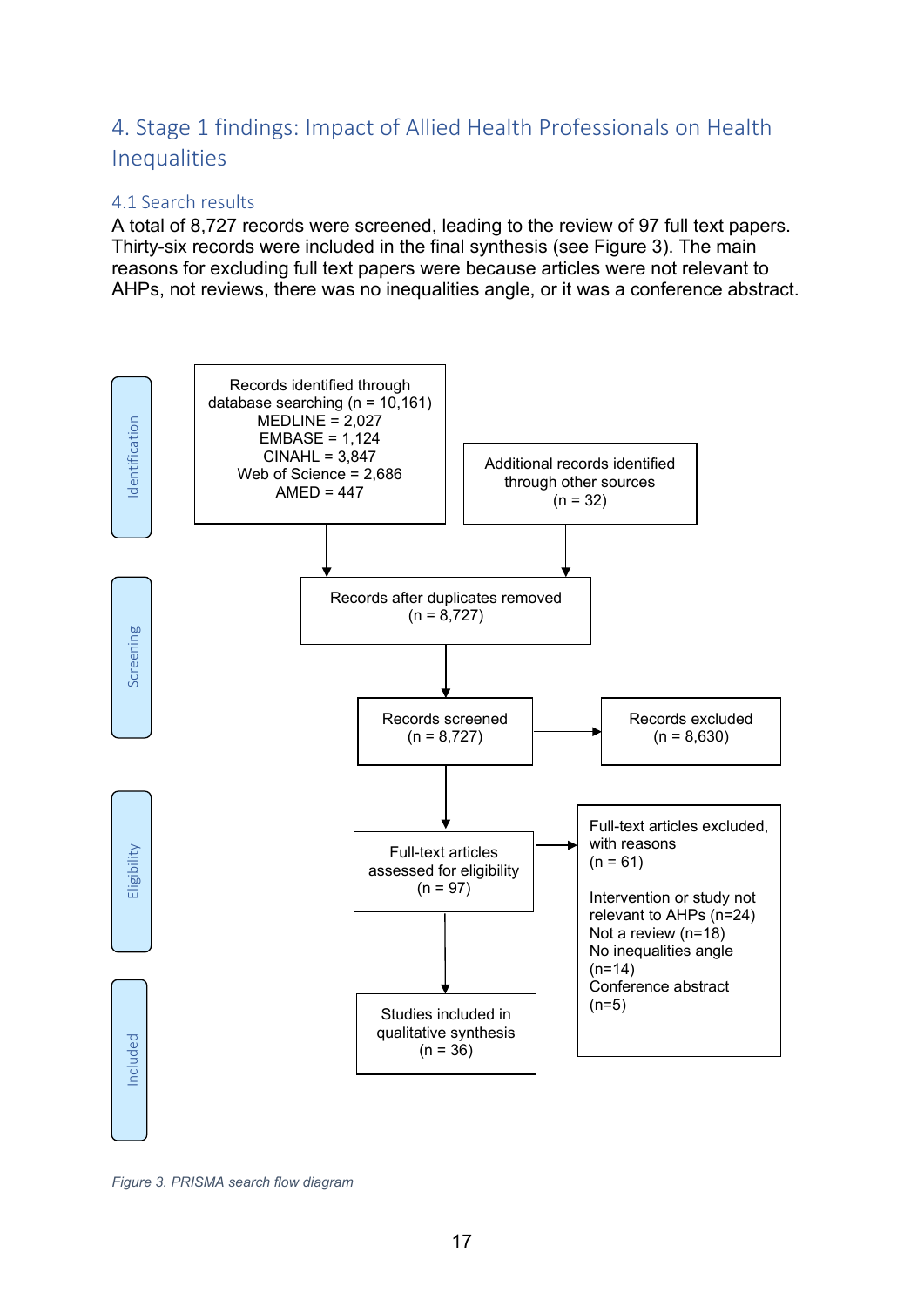# 4. Stage 1 findings: Impact of Allied Health Professionals on Health Inequalities

## 4.1 Search results

A total of 8,727 records were screened, leading to the review of 97 full text papers. Thirty-six records were included in the final synthesis (see Figure 3). The main reasons for excluding full text papers were because articles were not relevant to AHPs, not reviews, there was no inequalities angle, or it was a conference abstract.

**Identification**

Records identified through database searching (n = 10,161)
MEDLINE = 2,027
EMBASE = 1,124
CINAHL = 3,847
Web of Science = 2,686
AMED = 447

Additional records identified through other sources (n = 32)

**Screening**

Records after duplicates removed (n = 8,727)

Records screened (n = 8,727)

Records excluded (n = 8,630)

**Eligibility**

Full-text articles assessed for eligibility (n = 97)

Full-text articles excluded, with reasons (n = 61)

Intervention or study not relevant to AHPs (n=24)
Not a review (n=18)
No inequalities angle (n=14)
Conference abstract (n=5)

**Included**

Studies included in qualitative synthesis (n = 36)

*Figure 3. PRISMA search flow diagram*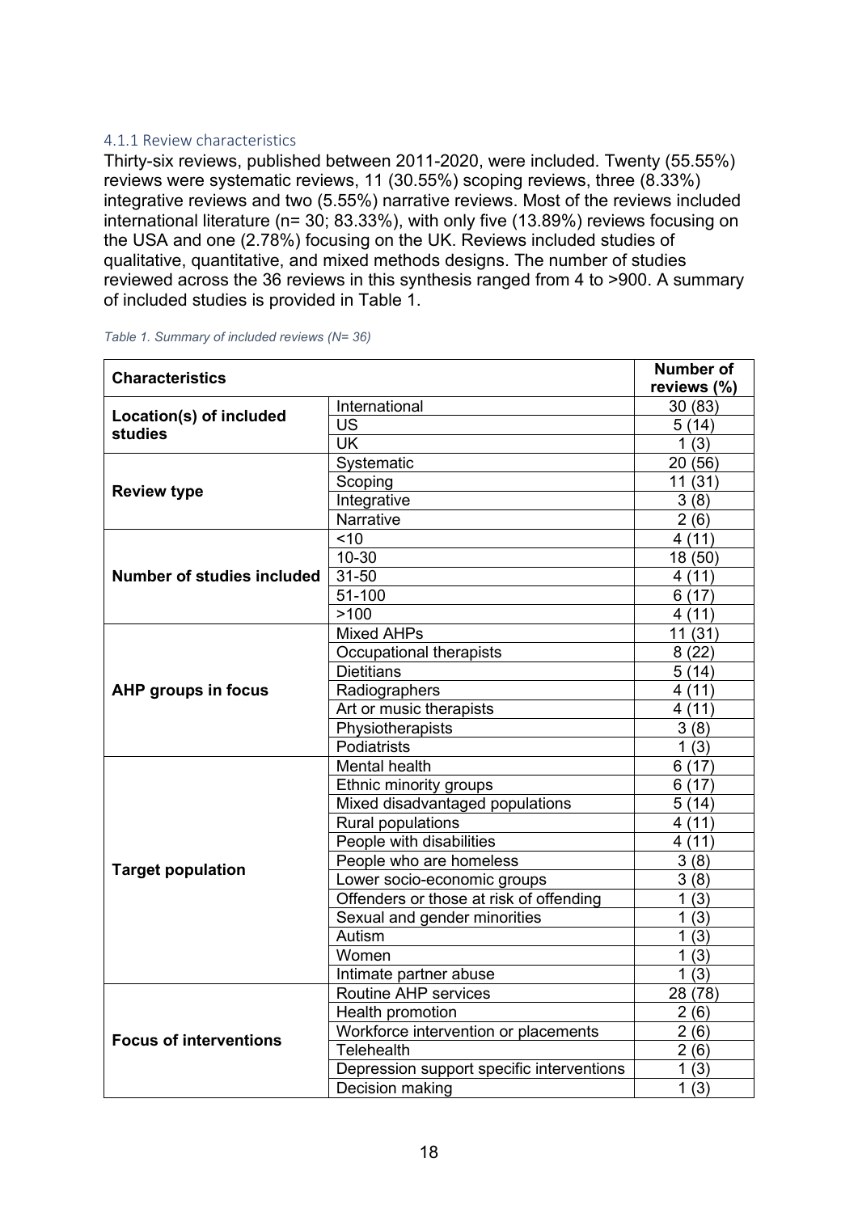#### 4.1.1 Review characteristics

Thirty-six reviews, published between 2011-2020, were included. Twenty (55.55%) reviews were systematic reviews, 11 (30.55%) scoping reviews, three (8.33%) integrative reviews and two (5.55%) narrative reviews. Most of the reviews included international literature (n= 30; 83.33%), with only five (13.89%) reviews focusing on the USA and one (2.78%) focusing on the UK. Reviews included studies of qualitative, quantitative, and mixed methods designs. The number of studies reviewed across the 36 reviews in this synthesis ranged from 4 to >900. A summary of included studies is provided in Table 1.

*Table 1. Summary of included reviews (N= 36)*

| **Characteristics** | | **Number of reviews (%)** |
|---|---|---|
| **Location(s) of included studies** | International | 30 (83) |
| | US | 5 (14) |
| | UK | 1 (3) |
| **Review type** | Systematic | 20 (56) |
| | Scoping | 11 (31) |
| | Integrative | 3 (8) |
| | Narrative | 2 (6) |
| **Number of studies included** | <10 | 4 (11) |
| | 10-30 | 18 (50) |
| | 31-50 | 4 (11) |
| | 51-100 | 6 (17) |
| | >100 | 4 (11) |
| **AHP groups in focus** | Mixed AHPs | 11 (31) |
| | Occupational therapists | 8 (22) |
| | Dietitians | 5 (14) |
| | Radiographers | 4 (11) |
| | Art or music therapists | 4 (11) |
| | Physiotherapists | 3 (8) |
| | Podiatrists | 1 (3) |
| **Target population** | Mental health | 6 (17) |
| | Ethnic minority groups | 6 (17) |
| | Mixed disadvantaged populations | 5 (14) |
| | Rural populations | 4 (11) |
| | People with disabilities | 4 (11) |
| | People who are homeless | 3 (8) |
| | Lower socio-economic groups | 3 (8) |
| | Offenders or those at risk of offending | 1 (3) |
| | Sexual and gender minorities | 1 (3) |
| | Autism | 1 (3) |
| | Women | 1 (3) |
| | Intimate partner abuse | 1 (3) |
| **Focus of interventions** | Routine AHP services | 28 (78) |
| | Health promotion | 2 (6) |
| | Workforce intervention or placements | 2 (6) |
| | Telehealth | 2 (6) |
| | Depression support specific interventions | 1 (3) |
| | Decision making | 1 (3) |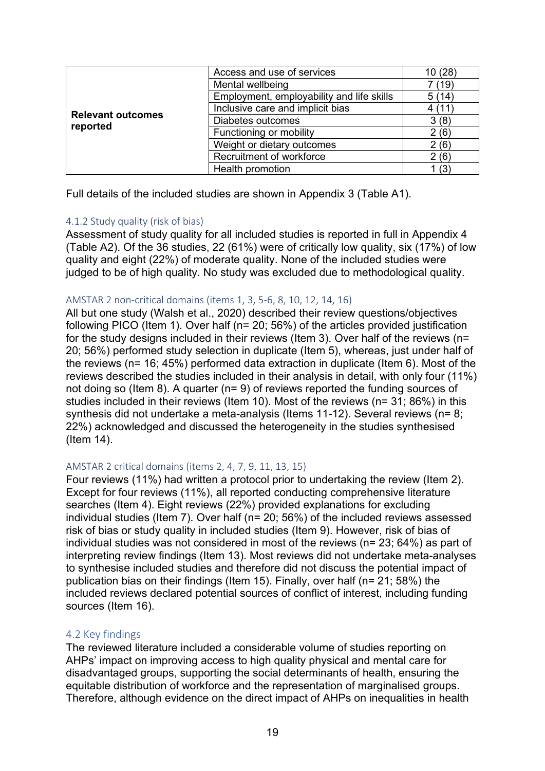| | | |
|---|---|---|
| **Relevant outcomes reported** | Access and use of services | 10 (28) |
| | Mental wellbeing | 7 (19) |
| | Employment, employability and life skills | 5 (14) |
| | Inclusive care and implicit bias | 4 (11) |
| | Diabetes outcomes | 3 (8) |
| | Functioning or mobility | 2 (6) |
| | Weight or dietary outcomes | 2 (6) |
| | Recruitment of workforce | 2 (6) |
| | Health promotion | 1 (3) |

Full details of the included studies are shown in Appendix 3 (Table A1).

#### 4.1.2 Study quality (risk of bias)

Assessment of study quality for all included studies is reported in full in Appendix 4 (Table A2). Of the 36 studies, 22 (61%) were of critically low quality, six (17%) of low quality and eight (22%) of moderate quality. None of the included studies were judged to be of high quality. No study was excluded due to methodological quality.

##### AMSTAR 2 non-critical domains (items 1, 3, 5-6, 8, 10, 12, 14, 16)

All but one study (Walsh et al., 2020) described their review questions/objectives following PICO (Item 1). Over half (n= 20; 56%) of the articles provided justification for the study designs included in their reviews (Item 3). Over half of the reviews (n= 20; 56%) performed study selection in duplicate (Item 5), whereas, just under half of the reviews (n= 16; 45%) performed data extraction in duplicate (Item 6). Most of the reviews described the studies included in their analysis in detail, with only four (11%) not doing so (Item 8). A quarter (n= 9) of reviews reported the funding sources of studies included in their reviews (Item 10). Most of the reviews (n= 31; 86%) in this synthesis did not undertake a meta-analysis (Items 11-12). Several reviews (n= 8; 22%) acknowledged and discussed the heterogeneity in the studies synthesised (Item 14).

##### AMSTAR 2 critical domains (items 2, 4, 7, 9, 11, 13, 15)

Four reviews (11%) had written a protocol prior to undertaking the review (Item 2). Except for four reviews (11%), all reported conducting comprehensive literature searches (Item 4). Eight reviews (22%) provided explanations for excluding individual studies (Item 7). Over half (n= 20; 56%) of the included reviews assessed risk of bias or study quality in included studies (Item 9). However, risk of bias of individual studies was not considered in most of the reviews (n= 23; 64%) as part of interpreting review findings (Item 13). Most reviews did not undertake meta-analyses to synthesise included studies and therefore did not discuss the potential impact of publication bias on their findings (Item 15). Finally, over half (n= 21; 58%) the included reviews declared potential sources of conflict of interest, including funding sources (Item 16).

### 4.2 Key findings

The reviewed literature included a considerable volume of studies reporting on AHPs' impact on improving access to high quality physical and mental care for disadvantaged groups, supporting the social determinants of health, ensuring the equitable distribution of workforce and the representation of marginalised groups. Therefore, although evidence on the direct impact of AHPs on inequalities in health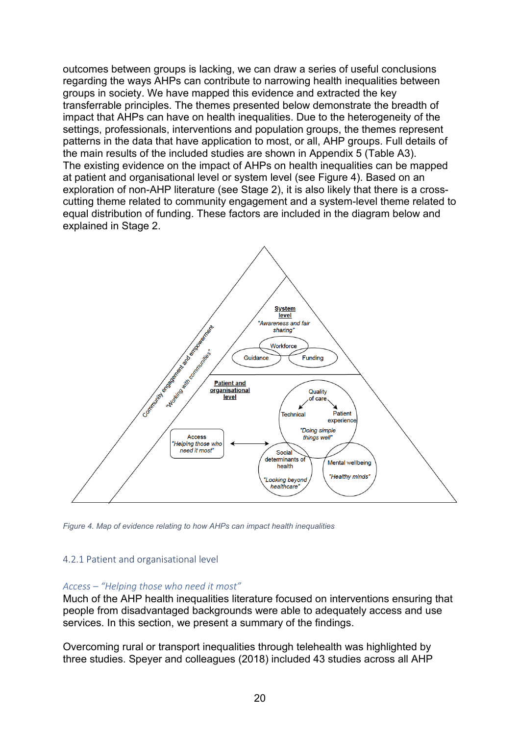outcomes between groups is lacking, we can draw a series of useful conclusions regarding the ways AHPs can contribute to narrowing health inequalities between groups in society. We have mapped this evidence and extracted the key transferrable principles. The themes presented below demonstrate the breadth of impact that AHPs can have on health inequalities. Due to the heterogeneity of the settings, professionals, interventions and population groups, the themes represent patterns in the data that have application to most, or all, AHP groups. Full details of the main results of the included studies are shown in Appendix 5 (Table A3).
The existing evidence on the impact of AHPs on health inequalities can be mapped at patient and organisational level or system level (see Figure 4). Based on an exploration of non-AHP literature (see Stage 2), it is also likely that there is a cross-cutting theme related to community engagement and a system-level theme related to equal distribution of funding. These factors are included in the diagram below and explained in Stage 2.

*Figure 4. Map of evidence relating to how AHPs can impact health inequalities*

### 4.2.1 Patient and organisational level

*Access – "Helping those who need it most"*

Much of the AHP health inequalities literature focused on interventions ensuring that people from disadvantaged backgrounds were able to adequately access and use services. In this section, we present a summary of the findings.

Overcoming rural or transport inequalities through telehealth was highlighted by three studies. Speyer and colleagues (2018) included 43 studies across all AHP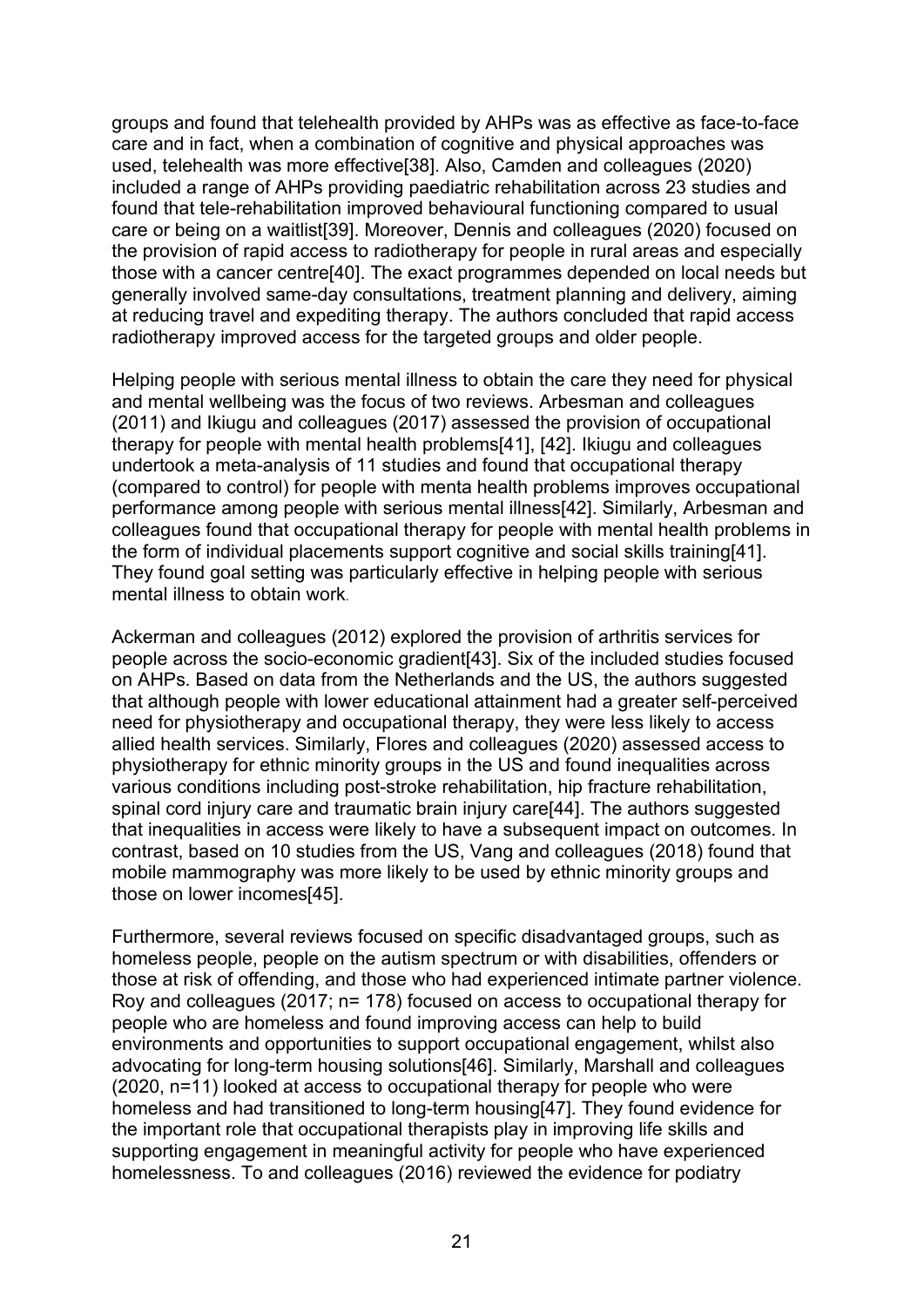groups and found that telehealth provided by AHPs was as effective as face-to-face care and in fact, when a combination of cognitive and physical approaches was used, telehealth was more effective[38]. Also, Camden and colleagues (2020) included a range of AHPs providing paediatric rehabilitation across 23 studies and found that tele-rehabilitation improved behavioural functioning compared to usual care or being on a waitlist[39]. Moreover, Dennis and colleagues (2020) focused on the provision of rapid access to radiotherapy for people in rural areas and especially those with a cancer centre[40]. The exact programmes depended on local needs but generally involved same-day consultations, treatment planning and delivery, aiming at reducing travel and expediting therapy. The authors concluded that rapid access radiotherapy improved access for the targeted groups and older people.

Helping people with serious mental illness to obtain the care they need for physical and mental wellbeing was the focus of two reviews. Arbesman and colleagues (2011) and Ikiugu and colleagues (2017) assessed the provision of occupational therapy for people with mental health problems[41], [42]. Ikiugu and colleagues undertook a meta-analysis of 11 studies and found that occupational therapy (compared to control) for people with menta health problems improves occupational performance among people with serious mental illness[42]. Similarly, Arbesman and colleagues found that occupational therapy for people with mental health problems in the form of individual placements support cognitive and social skills training[41]. They found goal setting was particularly effective in helping people with serious mental illness to obtain work.

Ackerman and colleagues (2012) explored the provision of arthritis services for people across the socio-economic gradient[43]. Six of the included studies focused on AHPs. Based on data from the Netherlands and the US, the authors suggested that although people with lower educational attainment had a greater self-perceived need for physiotherapy and occupational therapy, they were less likely to access allied health services. Similarly, Flores and colleagues (2020) assessed access to physiotherapy for ethnic minority groups in the US and found inequalities across various conditions including post-stroke rehabilitation, hip fracture rehabilitation, spinal cord injury care and traumatic brain injury care[44]. The authors suggested that inequalities in access were likely to have a subsequent impact on outcomes. In contrast, based on 10 studies from the US, Vang and colleagues (2018) found that mobile mammography was more likely to be used by ethnic minority groups and those on lower incomes[45].

Furthermore, several reviews focused on specific disadvantaged groups, such as homeless people, people on the autism spectrum or with disabilities, offenders or those at risk of offending, and those who had experienced intimate partner violence. Roy and colleagues (2017; n= 178) focused on access to occupational therapy for people who are homeless and found improving access can help to build environments and opportunities to support occupational engagement, whilst also advocating for long-term housing solutions[46]. Similarly, Marshall and colleagues (2020, n=11) looked at access to occupational therapy for people who were homeless and had transitioned to long-term housing[47]. They found evidence for the important role that occupational therapists play in improving life skills and supporting engagement in meaningful activity for people who have experienced homelessness. To and colleagues (2016) reviewed the evidence for podiatry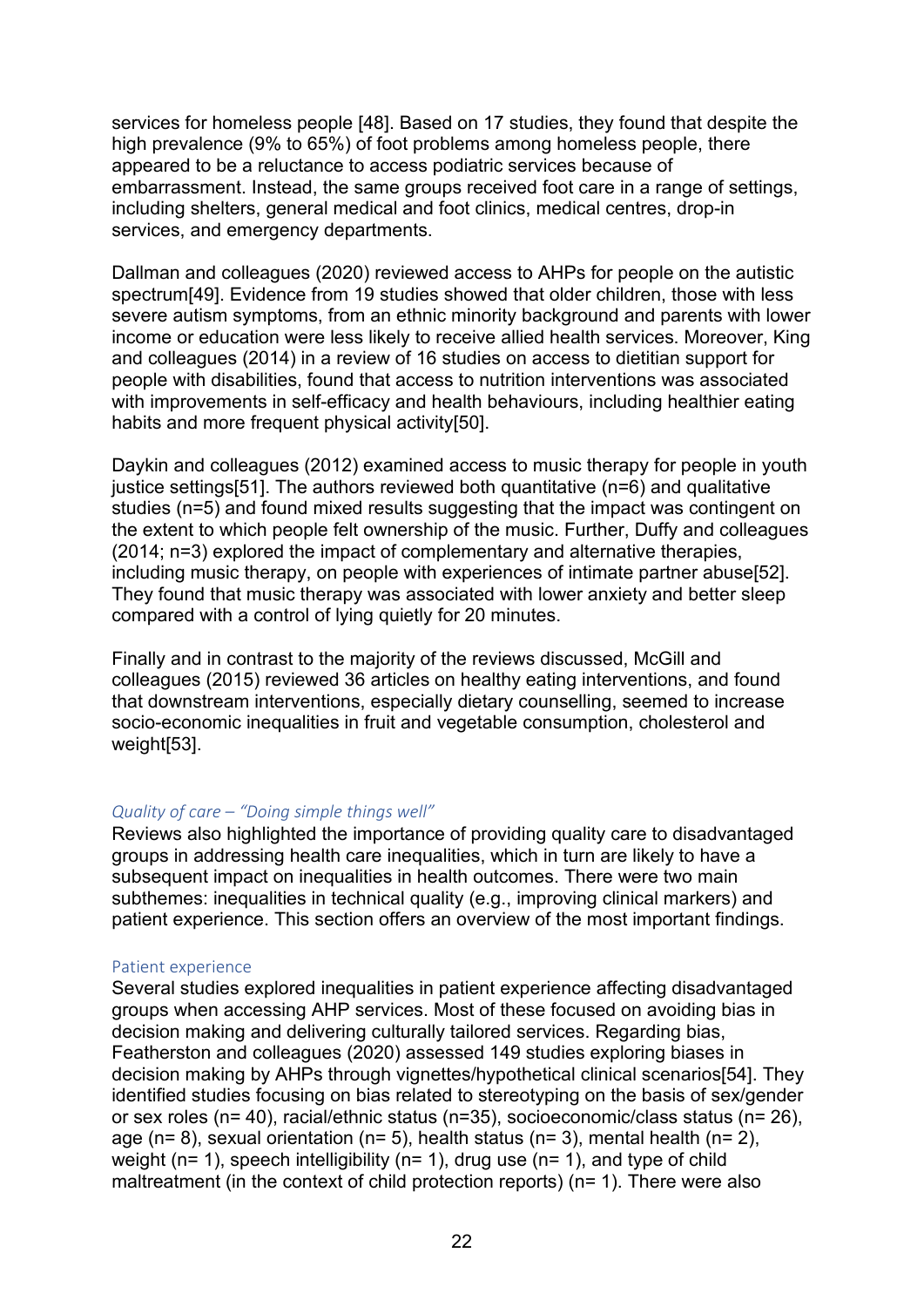services for homeless people [48]. Based on 17 studies, they found that despite the high prevalence (9% to 65%) of foot problems among homeless people, there appeared to be a reluctance to access podiatric services because of embarrassment. Instead, the same groups received foot care in a range of settings, including shelters, general medical and foot clinics, medical centres, drop-in services, and emergency departments.

Dallman and colleagues (2020) reviewed access to AHPs for people on the autistic spectrum[49]. Evidence from 19 studies showed that older children, those with less severe autism symptoms, from an ethnic minority background and parents with lower income or education were less likely to receive allied health services. Moreover, King and colleagues (2014) in a review of 16 studies on access to dietitian support for people with disabilities, found that access to nutrition interventions was associated with improvements in self-efficacy and health behaviours, including healthier eating habits and more frequent physical activity[50].

Daykin and colleagues (2012) examined access to music therapy for people in youth justice settings[51]. The authors reviewed both quantitative (n=6) and qualitative studies (n=5) and found mixed results suggesting that the impact was contingent on the extent to which people felt ownership of the music. Further, Duffy and colleagues (2014; n=3) explored the impact of complementary and alternative therapies, including music therapy, on people with experiences of intimate partner abuse[52]. They found that music therapy was associated with lower anxiety and better sleep compared with a control of lying quietly for 20 minutes.

Finally and in contrast to the majority of the reviews discussed, McGill and colleagues (2015) reviewed 36 articles on healthy eating interventions, and found that downstream interventions, especially dietary counselling, seemed to increase socio-economic inequalities in fruit and vegetable consumption, cholesterol and weight[53].

### *Quality of care – "Doing simple things well"*

Reviews also highlighted the importance of providing quality care to disadvantaged groups in addressing health care inequalities, which in turn are likely to have a subsequent impact on inequalities in health outcomes. There were two main subthemes: inequalities in technical quality (e.g., improving clinical markers) and patient experience. This section offers an overview of the most important findings.

#### Patient experience

Several studies explored inequalities in patient experience affecting disadvantaged groups when accessing AHP services. Most of these focused on avoiding bias in decision making and delivering culturally tailored services. Regarding bias, Featherston and colleagues (2020) assessed 149 studies exploring biases in decision making by AHPs through vignettes/hypothetical clinical scenarios[54]. They identified studies focusing on bias related to stereotyping on the basis of sex/gender or sex roles (n= 40), racial/ethnic status (n=35), socioeconomic/class status (n= 26), age (n= 8), sexual orientation (n= 5), health status (n= 3), mental health (n= 2), weight (n= 1), speech intelligibility (n= 1), drug use (n= 1), and type of child maltreatment (in the context of child protection reports) (n= 1). There were also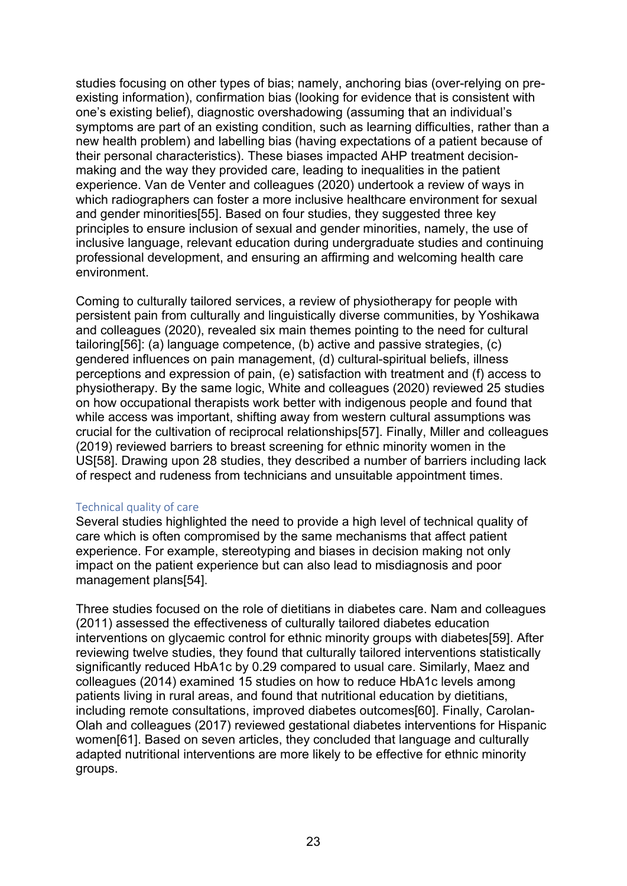studies focusing on other types of bias; namely, anchoring bias (over-relying on pre-existing information), confirmation bias (looking for evidence that is consistent with one's existing belief), diagnostic overshadowing (assuming that an individual's symptoms are part of an existing condition, such as learning difficulties, rather than a new health problem) and labelling bias (having expectations of a patient because of their personal characteristics). These biases impacted AHP treatment decision-making and the way they provided care, leading to inequalities in the patient experience. Van de Venter and colleagues (2020) undertook a review of ways in which radiographers can foster a more inclusive healthcare environment for sexual and gender minorities[55]. Based on four studies, they suggested three key principles to ensure inclusion of sexual and gender minorities, namely, the use of inclusive language, relevant education during undergraduate studies and continuing professional development, and ensuring an affirming and welcoming health care environment.

Coming to culturally tailored services, a review of physiotherapy for people with persistent pain from culturally and linguistically diverse communities, by Yoshikawa and colleagues (2020), revealed six main themes pointing to the need for cultural tailoring[56]: (a) language competence, (b) active and passive strategies, (c) gendered influences on pain management, (d) cultural-spiritual beliefs, illness perceptions and expression of pain, (e) satisfaction with treatment and (f) access to physiotherapy. By the same logic, White and colleagues (2020) reviewed 25 studies on how occupational therapists work better with indigenous people and found that while access was important, shifting away from western cultural assumptions was crucial for the cultivation of reciprocal relationships[57]. Finally, Miller and colleagues (2019) reviewed barriers to breast screening for ethnic minority women in the US[58]. Drawing upon 28 studies, they described a number of barriers including lack of respect and rudeness from technicians and unsuitable appointment times.

### Technical quality of care

Several studies highlighted the need to provide a high level of technical quality of care which is often compromised by the same mechanisms that affect patient experience. For example, stereotyping and biases in decision making not only impact on the patient experience but can also lead to misdiagnosis and poor management plans[54].

Three studies focused on the role of dietitians in diabetes care. Nam and colleagues (2011) assessed the effectiveness of culturally tailored diabetes education interventions on glycaemic control for ethnic minority groups with diabetes[59]. After reviewing twelve studies, they found that culturally tailored interventions statistically significantly reduced HbA1c by 0.29 compared to usual care. Similarly, Maez and colleagues (2014) examined 15 studies on how to reduce HbA1c levels among patients living in rural areas, and found that nutritional education by dietitians, including remote consultations, improved diabetes outcomes[60]. Finally, Carolan-Olah and colleagues (2017) reviewed gestational diabetes interventions for Hispanic women[61]. Based on seven articles, they concluded that language and culturally adapted nutritional interventions are more likely to be effective for ethnic minority groups.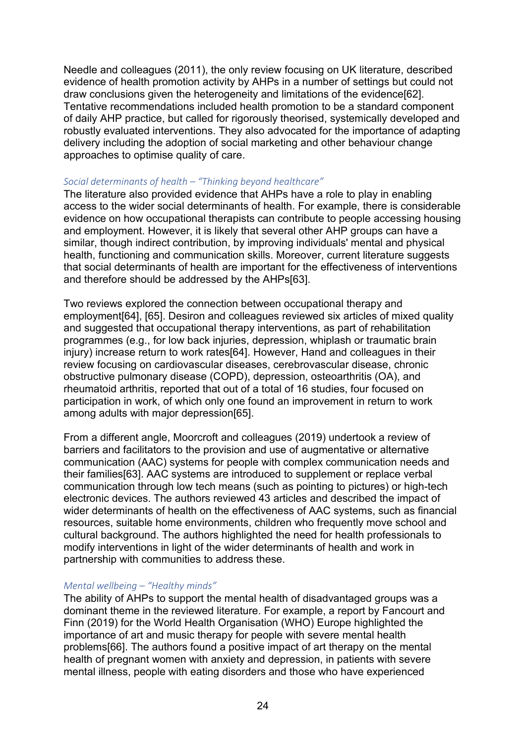Needle and colleagues (2011), the only review focusing on UK literature, described evidence of health promotion activity by AHPs in a number of settings but could not draw conclusions given the heterogeneity and limitations of the evidence[62]. Tentative recommendations included health promotion to be a standard component of daily AHP practice, but called for rigorously theorised, systemically developed and robustly evaluated interventions. They also advocated for the importance of adapting delivery including the adoption of social marketing and other behaviour change approaches to optimise quality of care.

#### *Social determinants of health – "Thinking beyond healthcare"*

The literature also provided evidence that AHPs have a role to play in enabling access to the wider social determinants of health. For example, there is considerable evidence on how occupational therapists can contribute to people accessing housing and employment. However, it is likely that several other AHP groups can have a similar, though indirect contribution, by improving individuals' mental and physical health, functioning and communication skills. Moreover, current literature suggests that social determinants of health are important for the effectiveness of interventions and therefore should be addressed by the AHPs[63].

Two reviews explored the connection between occupational therapy and employment[64], [65]. Desiron and colleagues reviewed six articles of mixed quality and suggested that occupational therapy interventions, as part of rehabilitation programmes (e.g., for low back injuries, depression, whiplash or traumatic brain injury) increase return to work rates[64]. However, Hand and colleagues in their review focusing on cardiovascular diseases, cerebrovascular disease, chronic obstructive pulmonary disease (COPD), depression, osteoarthritis (OA), and rheumatoid arthritis, reported that out of a total of 16 studies, four focused on participation in work, of which only one found an improvement in return to work among adults with major depression[65].

From a different angle, Moorcroft and colleagues (2019) undertook a review of barriers and facilitators to the provision and use of augmentative or alternative communication (AAC) systems for people with complex communication needs and their families[63]. AAC systems are introduced to supplement or replace verbal communication through low tech means (such as pointing to pictures) or high-tech electronic devices. The authors reviewed 43 articles and described the impact of wider determinants of health on the effectiveness of AAC systems, such as financial resources, suitable home environments, children who frequently move school and cultural background. The authors highlighted the need for health professionals to modify interventions in light of the wider determinants of health and work in partnership with communities to address these.

#### *Mental wellbeing – "Healthy minds"*

The ability of AHPs to support the mental health of disadvantaged groups was a dominant theme in the reviewed literature. For example, a report by Fancourt and Finn (2019) for the World Health Organisation (WHO) Europe highlighted the importance of art and music therapy for people with severe mental health problems[66]. The authors found a positive impact of art therapy on the mental health of pregnant women with anxiety and depression, in patients with severe mental illness, people with eating disorders and those who have experienced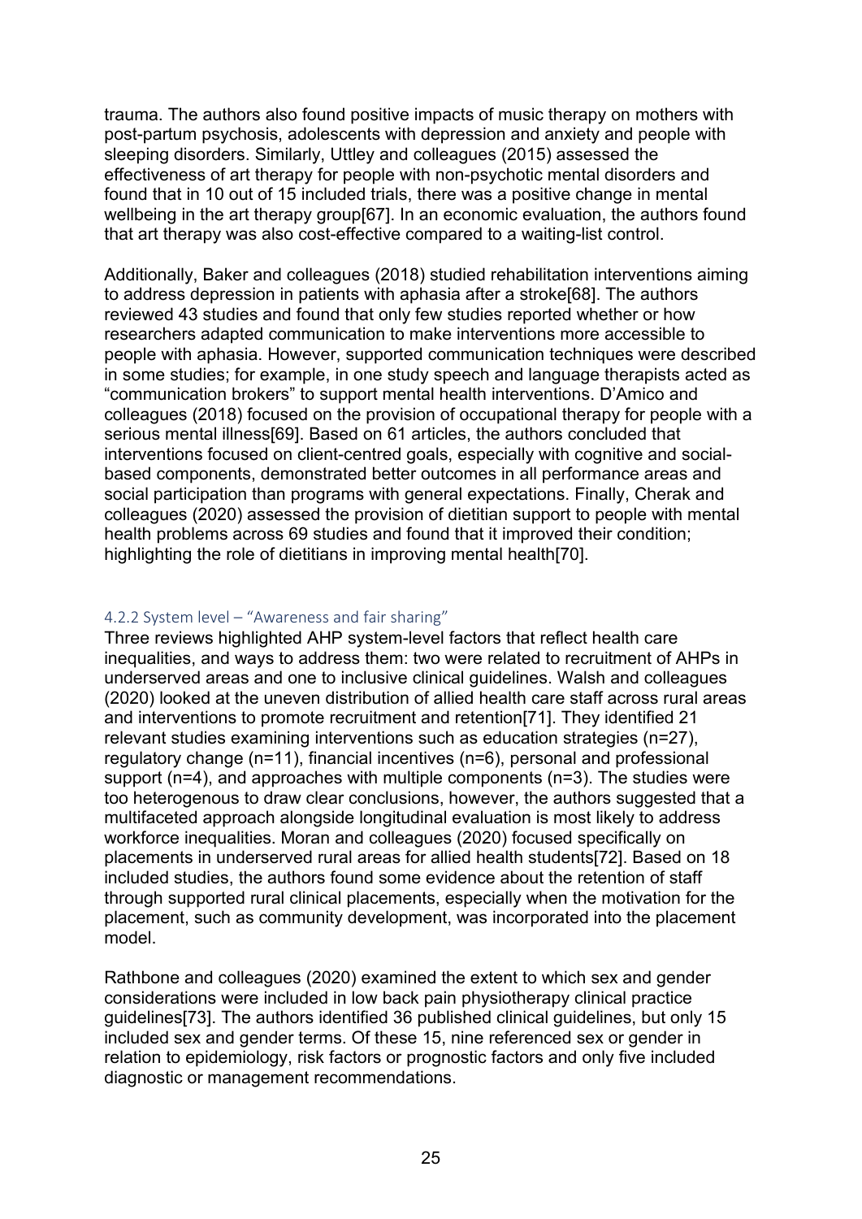trauma. The authors also found positive impacts of music therapy on mothers with post-partum psychosis, adolescents with depression and anxiety and people with sleeping disorders. Similarly, Uttley and colleagues (2015) assessed the effectiveness of art therapy for people with non-psychotic mental disorders and found that in 10 out of 15 included trials, there was a positive change in mental wellbeing in the art therapy group[67]. In an economic evaluation, the authors found that art therapy was also cost-effective compared to a waiting-list control.

Additionally, Baker and colleagues (2018) studied rehabilitation interventions aiming to address depression in patients with aphasia after a stroke[68]. The authors reviewed 43 studies and found that only few studies reported whether or how researchers adapted communication to make interventions more accessible to people with aphasia. However, supported communication techniques were described in some studies; for example, in one study speech and language therapists acted as "communication brokers" to support mental health interventions. D'Amico and colleagues (2018) focused on the provision of occupational therapy for people with a serious mental illness[69]. Based on 61 articles, the authors concluded that interventions focused on client-centred goals, especially with cognitive and social-based components, demonstrated better outcomes in all performance areas and social participation than programs with general expectations. Finally, Cherak and colleagues (2020) assessed the provision of dietitian support to people with mental health problems across 69 studies and found that it improved their condition; highlighting the role of dietitians in improving mental health[70].

#### 4.2.2 System level – "Awareness and fair sharing"

Three reviews highlighted AHP system-level factors that reflect health care inequalities, and ways to address them: two were related to recruitment of AHPs in underserved areas and one to inclusive clinical guidelines. Walsh and colleagues (2020) looked at the uneven distribution of allied health care staff across rural areas and interventions to promote recruitment and retention[71]. They identified 21 relevant studies examining interventions such as education strategies (n=27), regulatory change (n=11), financial incentives (n=6), personal and professional support (n=4), and approaches with multiple components (n=3). The studies were too heterogenous to draw clear conclusions, however, the authors suggested that a multifaceted approach alongside longitudinal evaluation is most likely to address workforce inequalities. Moran and colleagues (2020) focused specifically on placements in underserved rural areas for allied health students[72]. Based on 18 included studies, the authors found some evidence about the retention of staff through supported rural clinical placements, especially when the motivation for the placement, such as community development, was incorporated into the placement model.

Rathbone and colleagues (2020) examined the extent to which sex and gender considerations were included in low back pain physiotherapy clinical practice guidelines[73]. The authors identified 36 published clinical guidelines, but only 15 included sex and gender terms. Of these 15, nine referenced sex or gender in relation to epidemiology, risk factors or prognostic factors and only five included diagnostic or management recommendations.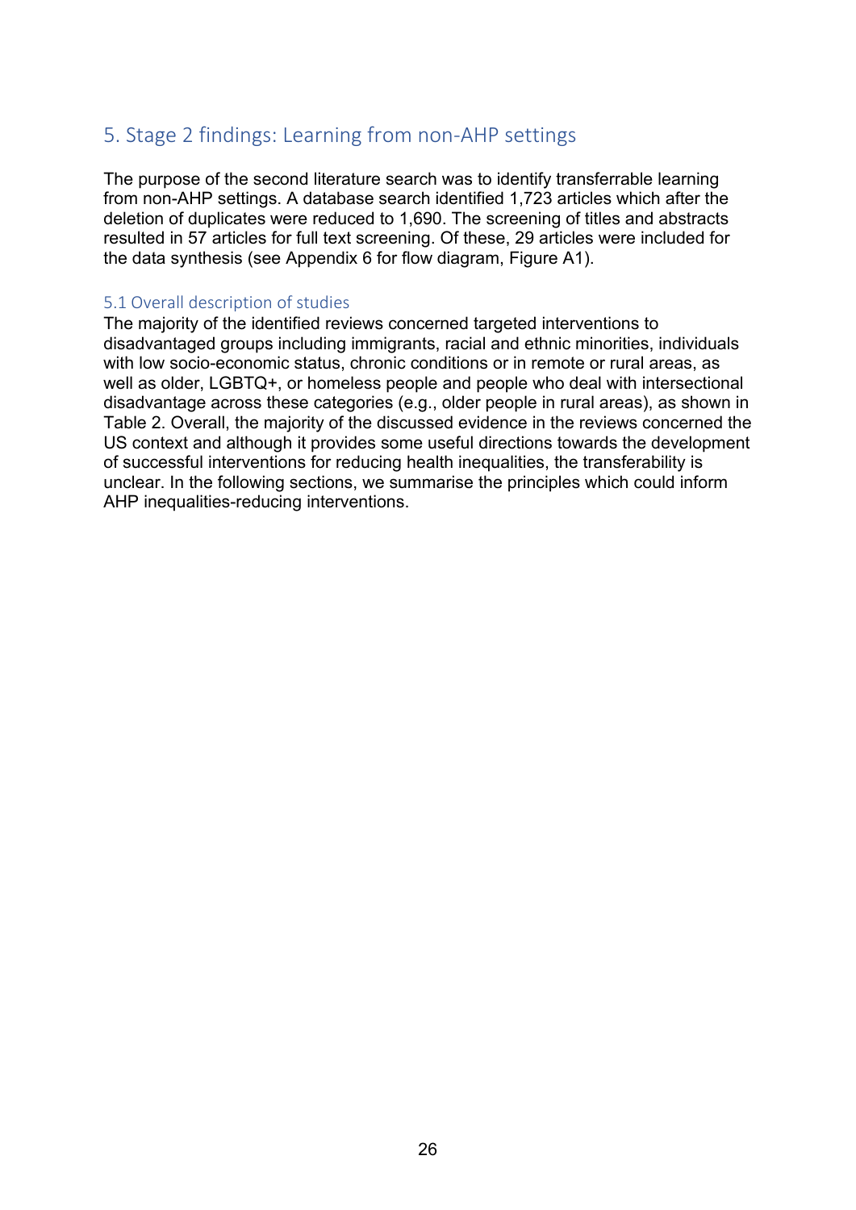## 5. Stage 2 findings: Learning from non-AHP settings

The purpose of the second literature search was to identify transferrable learning from non-AHP settings. A database search identified 1,723 articles which after the deletion of duplicates were reduced to 1,690. The screening of titles and abstracts resulted in 57 articles for full text screening. Of these, 29 articles were included for the data synthesis (see Appendix 6 for flow diagram, Figure A1).

### 5.1 Overall description of studies

The majority of the identified reviews concerned targeted interventions to disadvantaged groups including immigrants, racial and ethnic minorities, individuals with low socio-economic status, chronic conditions or in remote or rural areas, as well as older, LGBTQ+, or homeless people and people who deal with intersectional disadvantage across these categories (e.g., older people in rural areas), as shown in Table 2. Overall, the majority of the discussed evidence in the reviews concerned the US context and although it provides some useful directions towards the development of successful interventions for reducing health inequalities, the transferability is unclear. In the following sections, we summarise the principles which could inform AHP inequalities-reducing interventions.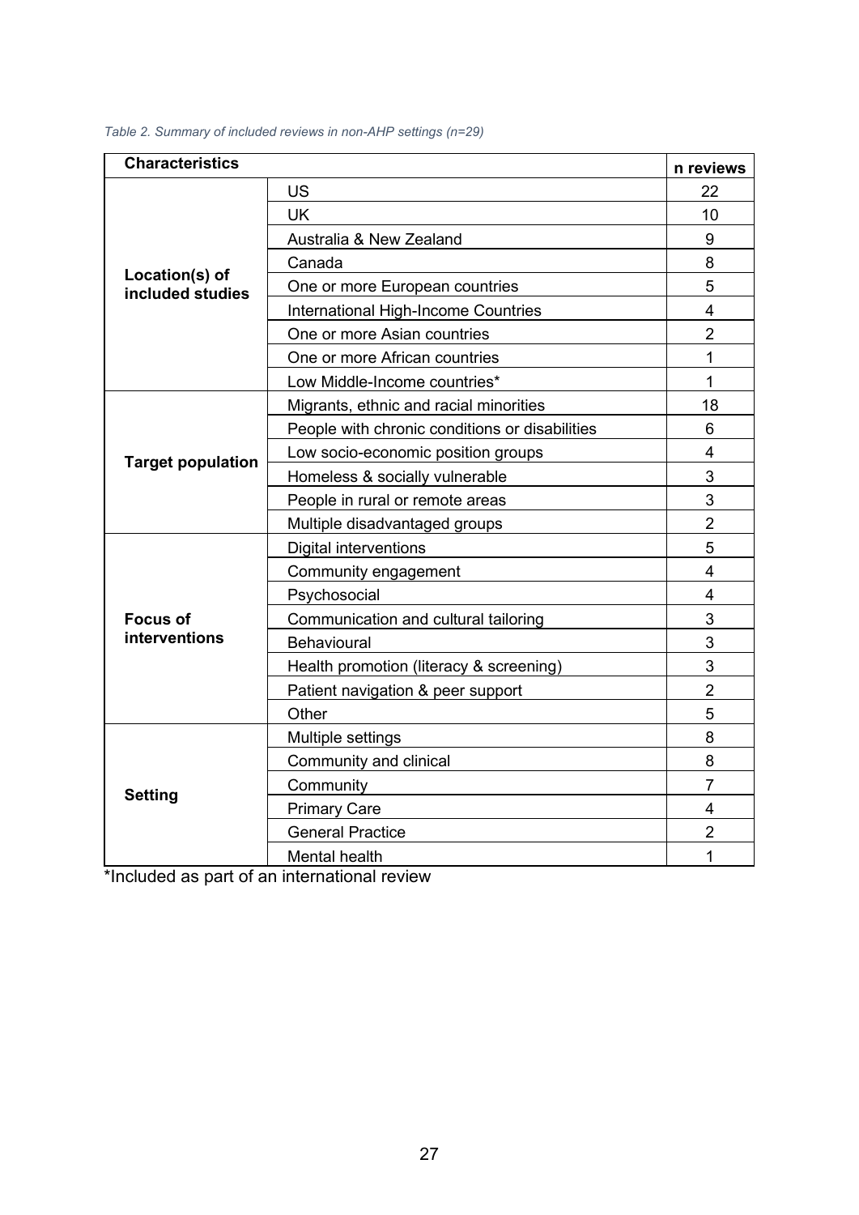*Table 2. Summary of included reviews in non-AHP settings (n=29)*

| Characteristics | | n reviews |
|---|---|---|
| **Location(s) of included studies** | US | 22 |
| | UK | 10 |
| | Australia & New Zealand | 9 |
| | Canada | 8 |
| | One or more European countries | 5 |
| | International High-Income Countries | 4 |
| | One or more Asian countries | 2 |
| | One or more African countries | 1 |
| | Low Middle-Income countries* | 1 |
| **Target population** | Migrants, ethnic and racial minorities | 18 |
| | People with chronic conditions or disabilities | 6 |
| | Low socio-economic position groups | 4 |
| | Homeless & socially vulnerable | 3 |
| | People in rural or remote areas | 3 |
| | Multiple disadvantaged groups | 2 |
| **Focus of interventions** | Digital interventions | 5 |
| | Community engagement | 4 |
| | Psychosocial | 4 |
| | Communication and cultural tailoring | 3 |
| | Behavioural | 3 |
| | Health promotion (literacy & screening) | 3 |
| | Patient navigation & peer support | 2 |
| | Other | 5 |
| **Setting** | Multiple settings | 8 |
| | Community and clinical | 8 |
| | Community | 7 |
| | Primary Care | 4 |
| | General Practice | 2 |
| | Mental health | 1 |

*Included as part of an international review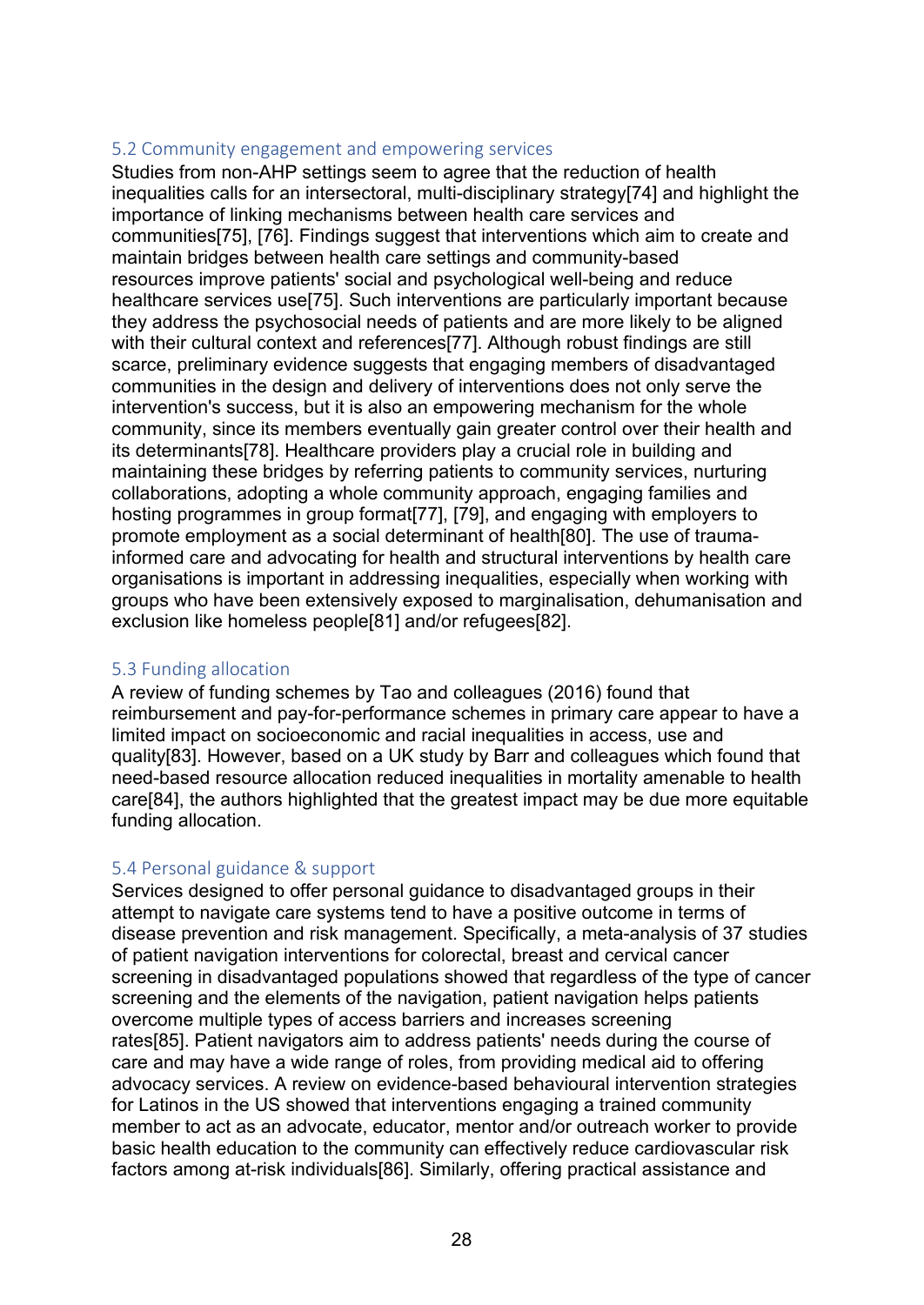## 5.2 Community engagement and empowering services

Studies from non-AHP settings seem to agree that the reduction of health inequalities calls for an intersectoral, multi-disciplinary strategy[74] and highlight the importance of linking mechanisms between health care services and communities[75], [76]. Findings suggest that interventions which aim to create and maintain bridges between health care settings and community-based resources improve patients' social and psychological well-being and reduce healthcare services use[75]. Such interventions are particularly important because they address the psychosocial needs of patients and are more likely to be aligned with their cultural context and references[77]. Although robust findings are still scarce, preliminary evidence suggests that engaging members of disadvantaged communities in the design and delivery of interventions does not only serve the intervention's success, but it is also an empowering mechanism for the whole community, since its members eventually gain greater control over their health and its determinants[78]. Healthcare providers play a crucial role in building and maintaining these bridges by referring patients to community services, nurturing collaborations, adopting a whole community approach, engaging families and hosting programmes in group format[77], [79], and engaging with employers to promote employment as a social determinant of health[80]. The use of trauma-informed care and advocating for health and structural interventions by health care organisations is important in addressing inequalities, especially when working with groups who have been extensively exposed to marginalisation, dehumanisation and exclusion like homeless people[81] and/or refugees[82].

## 5.3 Funding allocation

A review of funding schemes by Tao and colleagues (2016) found that reimbursement and pay-for-performance schemes in primary care appear to have a limited impact on socioeconomic and racial inequalities in access, use and quality[83]. However, based on a UK study by Barr and colleagues which found that need-based resource allocation reduced inequalities in mortality amenable to health care[84], the authors highlighted that the greatest impact may be due more equitable funding allocation.

## 5.4 Personal guidance & support

Services designed to offer personal guidance to disadvantaged groups in their attempt to navigate care systems tend to have a positive outcome in terms of disease prevention and risk management. Specifically, a meta-analysis of 37 studies of patient navigation interventions for colorectal, breast and cervical cancer screening in disadvantaged populations showed that regardless of the type of cancer screening and the elements of the navigation, patient navigation helps patients overcome multiple types of access barriers and increases screening rates[85]. Patient navigators aim to address patients' needs during the course of care and may have a wide range of roles, from providing medical aid to offering advocacy services. A review on evidence-based behavioural intervention strategies for Latinos in the US showed that interventions engaging a trained community member to act as an advocate, educator, mentor and/or outreach worker to provide basic health education to the community can effectively reduce cardiovascular risk factors among at-risk individuals[86]. Similarly, offering practical assistance and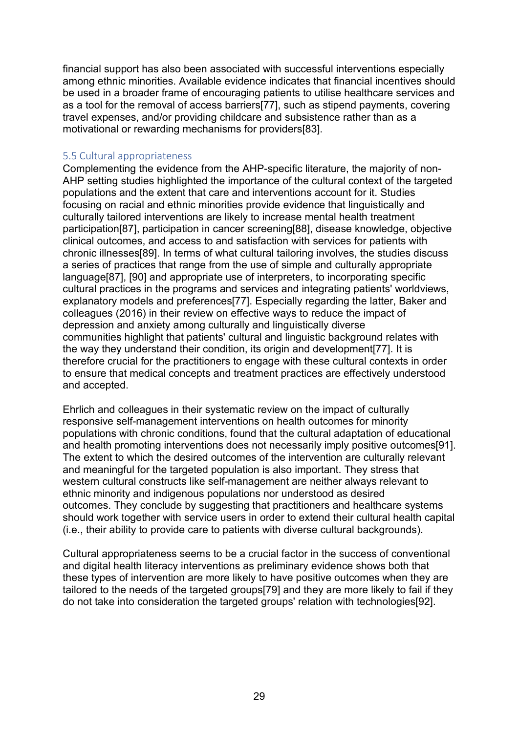financial support has also been associated with successful interventions especially among ethnic minorities. Available evidence indicates that financial incentives should be used in a broader frame of encouraging patients to utilise healthcare services and as a tool for the removal of access barriers[77], such as stipend payments, covering travel expenses, and/or providing childcare and subsistence rather than as a motivational or rewarding mechanisms for providers[83].

### 5.5 Cultural appropriateness

Complementing the evidence from the AHP-specific literature, the majority of non-AHP setting studies highlighted the importance of the cultural context of the targeted populations and the extent that care and interventions account for it. Studies focusing on racial and ethnic minorities provide evidence that linguistically and culturally tailored interventions are likely to increase mental health treatment participation[87], participation in cancer screening[88], disease knowledge, objective clinical outcomes, and access to and satisfaction with services for patients with chronic illnesses[89]. In terms of what cultural tailoring involves, the studies discuss a series of practices that range from the use of simple and culturally appropriate language[87], [90] and appropriate use of interpreters, to incorporating specific cultural practices in the programs and services and integrating patients' worldviews, explanatory models and preferences[77]. Especially regarding the latter, Baker and colleagues (2016) in their review on effective ways to reduce the impact of depression and anxiety among culturally and linguistically diverse communities highlight that patients' cultural and linguistic background relates with the way they understand their condition, its origin and development[77]. It is therefore crucial for the practitioners to engage with these cultural contexts in order to ensure that medical concepts and treatment practices are effectively understood and accepted.

Ehrlich and colleagues in their systematic review on the impact of culturally responsive self-management interventions on health outcomes for minority populations with chronic conditions, found that the cultural adaptation of educational and health promoting interventions does not necessarily imply positive outcomes[91]. The extent to which the desired outcomes of the intervention are culturally relevant and meaningful for the targeted population is also important. They stress that western cultural constructs like self-management are neither always relevant to ethnic minority and indigenous populations nor understood as desired outcomes. They conclude by suggesting that practitioners and healthcare systems should work together with service users in order to extend their cultural health capital (i.e., their ability to provide care to patients with diverse cultural backgrounds).

Cultural appropriateness seems to be a crucial factor in the success of conventional and digital health literacy interventions as preliminary evidence shows both that these types of intervention are more likely to have positive outcomes when they are tailored to the needs of the targeted groups[79] and they are more likely to fail if they do not take into consideration the targeted groups' relation with technologies[92].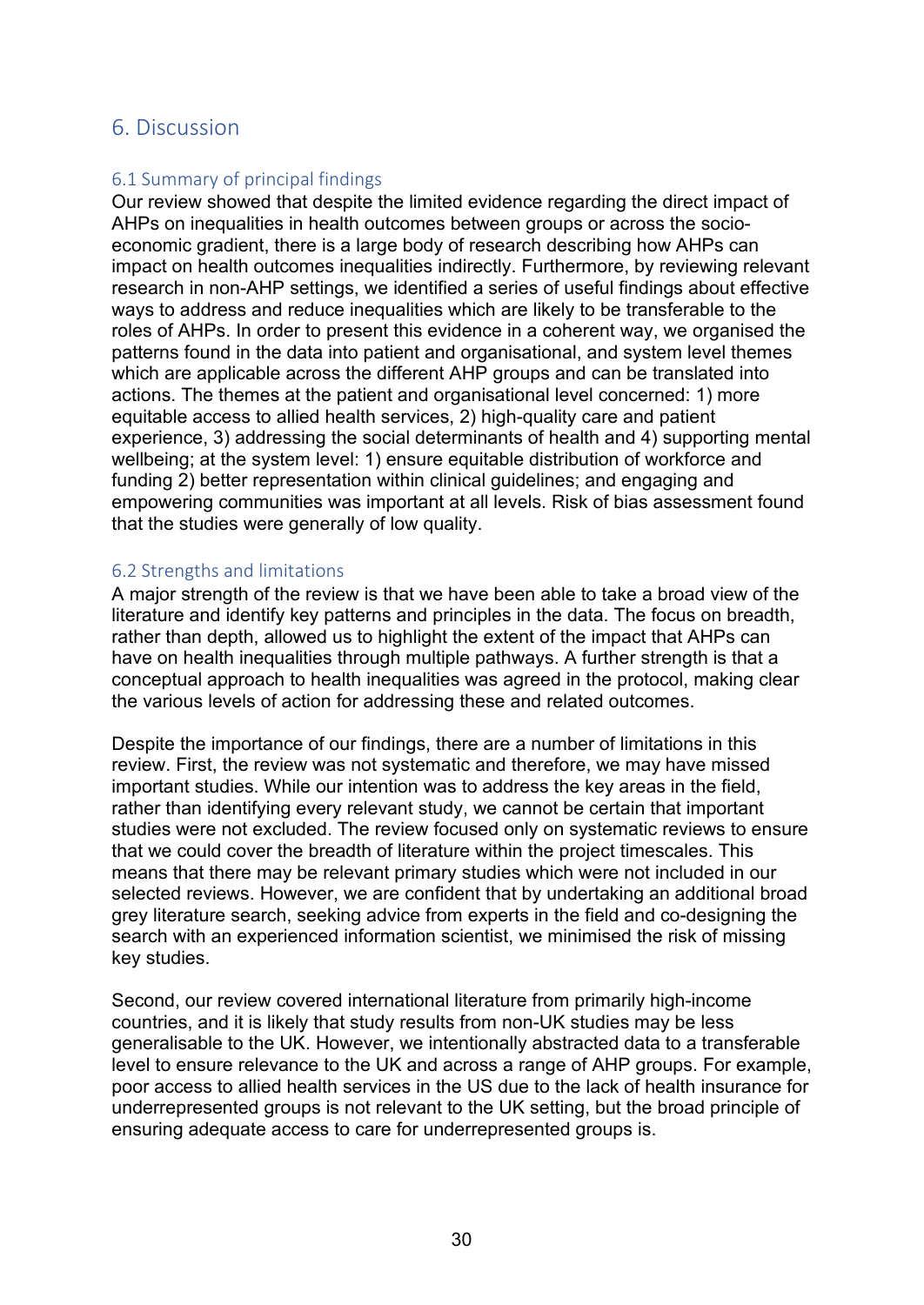# 6. Discussion

## 6.1 Summary of principal findings

Our review showed that despite the limited evidence regarding the direct impact of AHPs on inequalities in health outcomes between groups or across the socio-economic gradient, there is a large body of research describing how AHPs can impact on health outcomes inequalities indirectly. Furthermore, by reviewing relevant research in non-AHP settings, we identified a series of useful findings about effective ways to address and reduce inequalities which are likely to be transferable to the roles of AHPs. In order to present this evidence in a coherent way, we organised the patterns found in the data into patient and organisational, and system level themes which are applicable across the different AHP groups and can be translated into actions. The themes at the patient and organisational level concerned: 1) more equitable access to allied health services, 2) high-quality care and patient experience, 3) addressing the social determinants of health and 4) supporting mental wellbeing; at the system level: 1) ensure equitable distribution of workforce and funding 2) better representation within clinical guidelines; and engaging and empowering communities was important at all levels. Risk of bias assessment found that the studies were generally of low quality.

## 6.2 Strengths and limitations

A major strength of the review is that we have been able to take a broad view of the literature and identify key patterns and principles in the data. The focus on breadth, rather than depth, allowed us to highlight the extent of the impact that AHPs can have on health inequalities through multiple pathways. A further strength is that a conceptual approach to health inequalities was agreed in the protocol, making clear the various levels of action for addressing these and related outcomes.

Despite the importance of our findings, there are a number of limitations in this review. First, the review was not systematic and therefore, we may have missed important studies. While our intention was to address the key areas in the field, rather than identifying every relevant study, we cannot be certain that important studies were not excluded. The review focused only on systematic reviews to ensure that we could cover the breadth of literature within the project timescales. This means that there may be relevant primary studies which were not included in our selected reviews. However, we are confident that by undertaking an additional broad grey literature search, seeking advice from experts in the field and co-designing the search with an experienced information scientist, we minimised the risk of missing key studies.

Second, our review covered international literature from primarily high-income countries, and it is likely that study results from non-UK studies may be less generalisable to the UK. However, we intentionally abstracted data to a transferable level to ensure relevance to the UK and across a range of AHP groups. For example, poor access to allied health services in the US due to the lack of health insurance for underrepresented groups is not relevant to the UK setting, but the broad principle of ensuring adequate access to care for underrepresented groups is.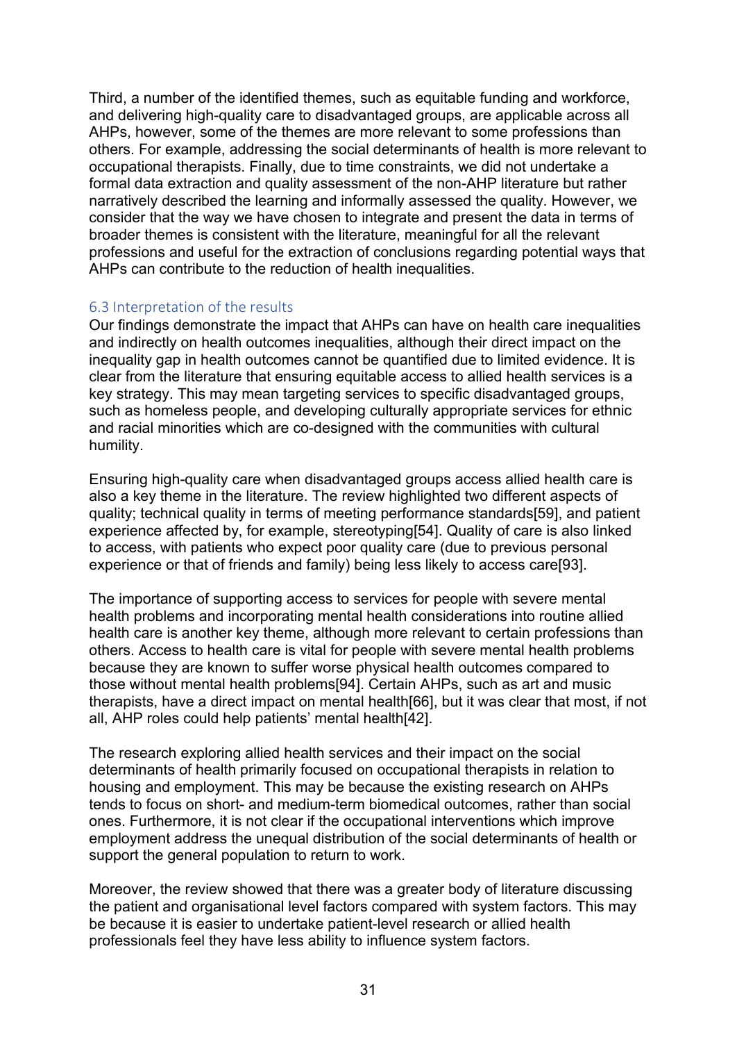Third, a number of the identified themes, such as equitable funding and workforce, and delivering high-quality care to disadvantaged groups, are applicable across all AHPs, however, some of the themes are more relevant to some professions than others. For example, addressing the social determinants of health is more relevant to occupational therapists. Finally, due to time constraints, we did not undertake a formal data extraction and quality assessment of the non-AHP literature but rather narratively described the learning and informally assessed the quality. However, we consider that the way we have chosen to integrate and present the data in terms of broader themes is consistent with the literature, meaningful for all the relevant professions and useful for the extraction of conclusions regarding potential ways that AHPs can contribute to the reduction of health inequalities.

### 6.3 Interpretation of the results

Our findings demonstrate the impact that AHPs can have on health care inequalities and indirectly on health outcomes inequalities, although their direct impact on the inequality gap in health outcomes cannot be quantified due to limited evidence. It is clear from the literature that ensuring equitable access to allied health services is a key strategy. This may mean targeting services to specific disadvantaged groups, such as homeless people, and developing culturally appropriate services for ethnic and racial minorities which are co-designed with the communities with cultural humility.

Ensuring high-quality care when disadvantaged groups access allied health care is also a key theme in the literature. The review highlighted two different aspects of quality; technical quality in terms of meeting performance standards[59], and patient experience affected by, for example, stereotyping[54]. Quality of care is also linked to access, with patients who expect poor quality care (due to previous personal experience or that of friends and family) being less likely to access care[93].

The importance of supporting access to services for people with severe mental health problems and incorporating mental health considerations into routine allied health care is another key theme, although more relevant to certain professions than others. Access to health care is vital for people with severe mental health problems because they are known to suffer worse physical health outcomes compared to those without mental health problems[94]. Certain AHPs, such as art and music therapists, have a direct impact on mental health[66], but it was clear that most, if not all, AHP roles could help patients' mental health[42].

The research exploring allied health services and their impact on the social determinants of health primarily focused on occupational therapists in relation to housing and employment. This may be because the existing research on AHPs tends to focus on short- and medium-term biomedical outcomes, rather than social ones. Furthermore, it is not clear if the occupational interventions which improve employment address the unequal distribution of the social determinants of health or support the general population to return to work.

Moreover, the review showed that there was a greater body of literature discussing the patient and organisational level factors compared with system factors. This may be because it is easier to undertake patient-level research or allied health professionals feel they have less ability to influence system factors.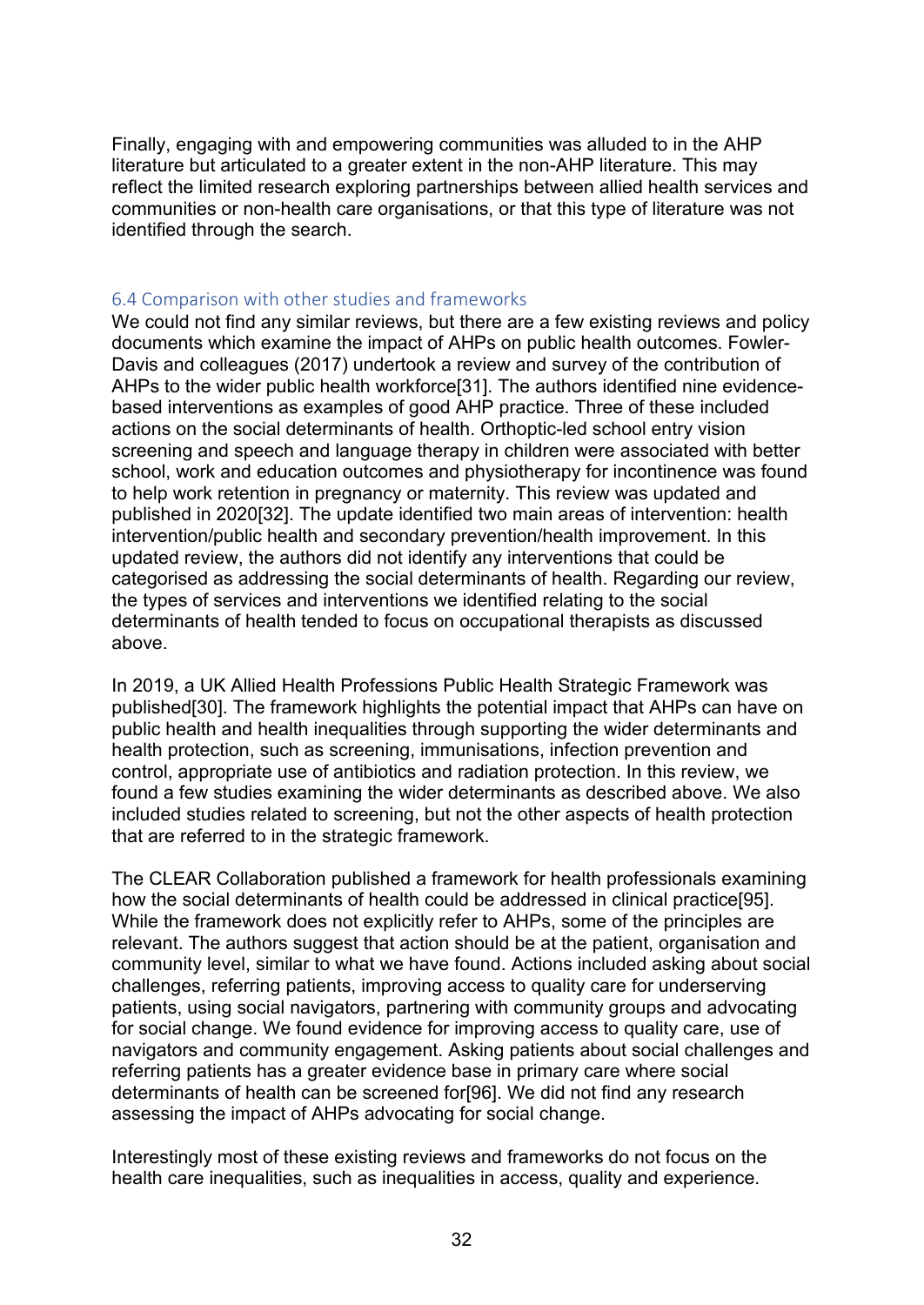Finally, engaging with and empowering communities was alluded to in the AHP literature but articulated to a greater extent in the non-AHP literature. This may reflect the limited research exploring partnerships between allied health services and communities or non-health care organisations, or that this type of literature was not identified through the search.

### 6.4 Comparison with other studies and frameworks

We could not find any similar reviews, but there are a few existing reviews and policy documents which examine the impact of AHPs on public health outcomes. Fowler-Davis and colleagues (2017) undertook a review and survey of the contribution of AHPs to the wider public health workforce[31]. The authors identified nine evidence-based interventions as examples of good AHP practice. Three of these included actions on the social determinants of health. Orthoptic-led school entry vision screening and speech and language therapy in children were associated with better school, work and education outcomes and physiotherapy for incontinence was found to help work retention in pregnancy or maternity. This review was updated and published in 2020[32]. The update identified two main areas of intervention: health intervention/public health and secondary prevention/health improvement. In this updated review, the authors did not identify any interventions that could be categorised as addressing the social determinants of health. Regarding our review, the types of services and interventions we identified relating to the social determinants of health tended to focus on occupational therapists as discussed above.

In 2019, a UK Allied Health Professions Public Health Strategic Framework was published[30]. The framework highlights the potential impact that AHPs can have on public health and health inequalities through supporting the wider determinants and health protection, such as screening, immunisations, infection prevention and control, appropriate use of antibiotics and radiation protection. In this review, we found a few studies examining the wider determinants as described above. We also included studies related to screening, but not the other aspects of health protection that are referred to in the strategic framework.

The CLEAR Collaboration published a framework for health professionals examining how the social determinants of health could be addressed in clinical practice[95]. While the framework does not explicitly refer to AHPs, some of the principles are relevant. The authors suggest that action should be at the patient, organisation and community level, similar to what we have found. Actions included asking about social challenges, referring patients, improving access to quality care for underserving patients, using social navigators, partnering with community groups and advocating for social change. We found evidence for improving access to quality care, use of navigators and community engagement. Asking patients about social challenges and referring patients has a greater evidence base in primary care where social determinants of health can be screened for[96]. We did not find any research assessing the impact of AHPs advocating for social change.

Interestingly most of these existing reviews and frameworks do not focus on the health care inequalities, such as inequalities in access, quality and experience.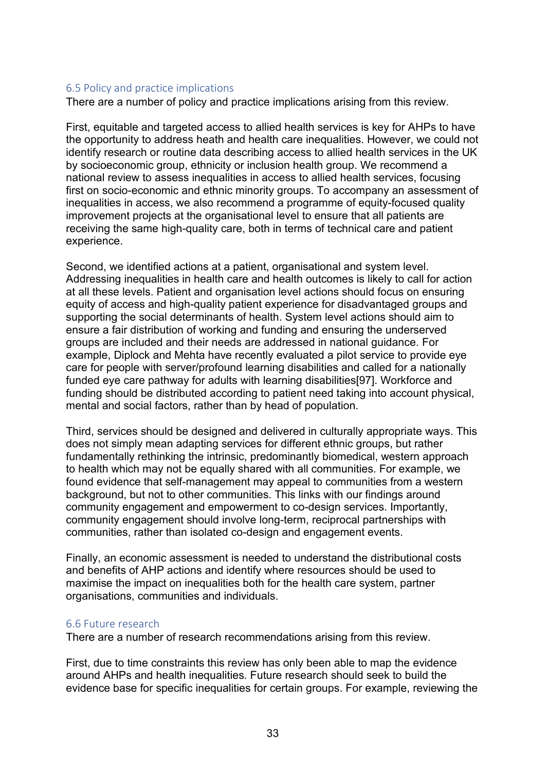## 6.5 Policy and practice implications

There are a number of policy and practice implications arising from this review.

First, equitable and targeted access to allied health services is key for AHPs to have the opportunity to address heath and health care inequalities. However, we could not identify research or routine data describing access to allied health services in the UK by socioeconomic group, ethnicity or inclusion health group. We recommend a national review to assess inequalities in access to allied health services, focusing first on socio-economic and ethnic minority groups. To accompany an assessment of inequalities in access, we also recommend a programme of equity-focused quality improvement projects at the organisational level to ensure that all patients are receiving the same high-quality care, both in terms of technical care and patient experience.

Second, we identified actions at a patient, organisational and system level. Addressing inequalities in health care and health outcomes is likely to call for action at all these levels. Patient and organisation level actions should focus on ensuring equity of access and high-quality patient experience for disadvantaged groups and supporting the social determinants of health. System level actions should aim to ensure a fair distribution of working and funding and ensuring the underserved groups are included and their needs are addressed in national guidance. For example, Diplock and Mehta have recently evaluated a pilot service to provide eye care for people with server/profound learning disabilities and called for a nationally funded eye care pathway for adults with learning disabilities[97]. Workforce and funding should be distributed according to patient need taking into account physical, mental and social factors, rather than by head of population.

Third, services should be designed and delivered in culturally appropriate ways. This does not simply mean adapting services for different ethnic groups, but rather fundamentally rethinking the intrinsic, predominantly biomedical, western approach to health which may not be equally shared with all communities. For example, we found evidence that self-management may appeal to communities from a western background, but not to other communities. This links with our findings around community engagement and empowerment to co-design services. Importantly, community engagement should involve long-term, reciprocal partnerships with communities, rather than isolated co-design and engagement events.

Finally, an economic assessment is needed to understand the distributional costs and benefits of AHP actions and identify where resources should be used to maximise the impact on inequalities both for the health care system, partner organisations, communities and individuals.

## 6.6 Future research

There are a number of research recommendations arising from this review.

First, due to time constraints this review has only been able to map the evidence around AHPs and health inequalities. Future research should seek to build the evidence base for specific inequalities for certain groups. For example, reviewing the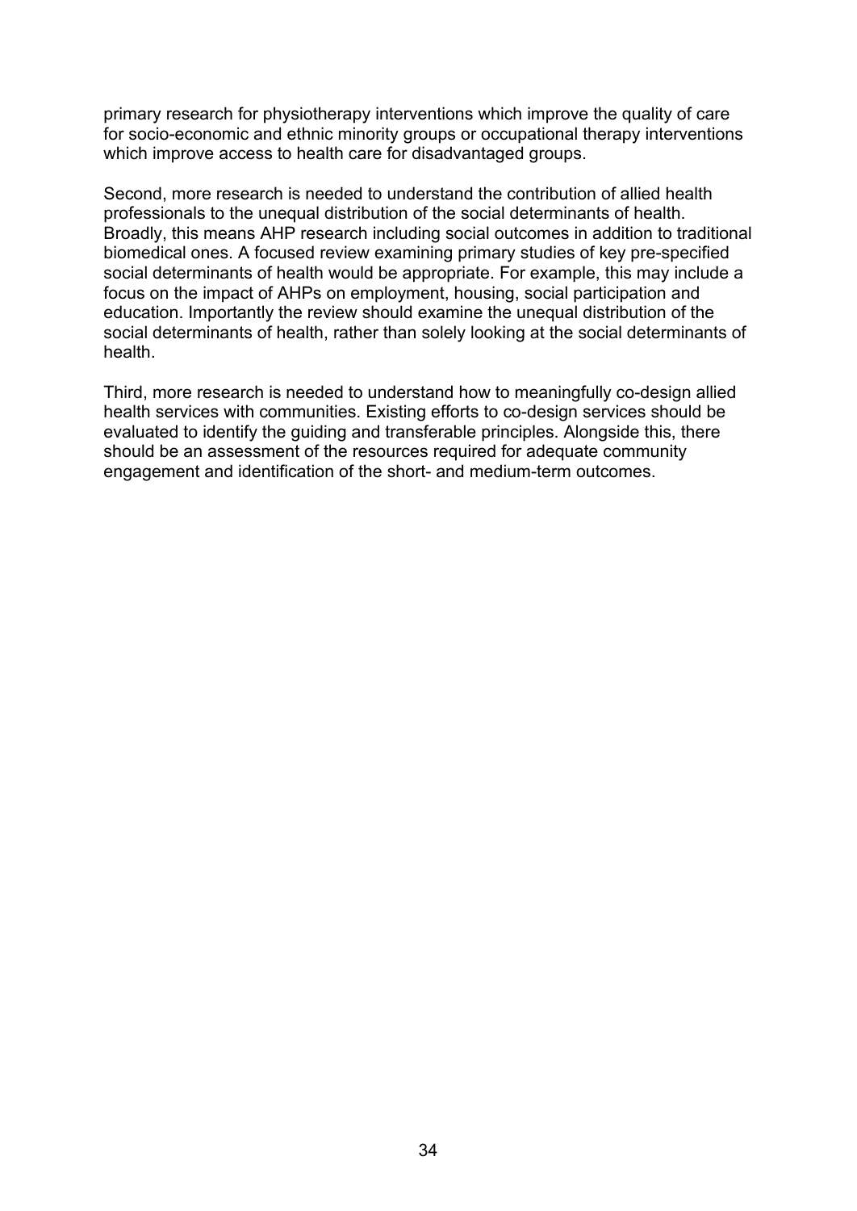primary research for physiotherapy interventions which improve the quality of care for socio-economic and ethnic minority groups or occupational therapy interventions which improve access to health care for disadvantaged groups.

Second, more research is needed to understand the contribution of allied health professionals to the unequal distribution of the social determinants of health. Broadly, this means AHP research including social outcomes in addition to traditional biomedical ones. A focused review examining primary studies of key pre-specified social determinants of health would be appropriate. For example, this may include a focus on the impact of AHPs on employment, housing, social participation and education. Importantly the review should examine the unequal distribution of the social determinants of health, rather than solely looking at the social determinants of health.

Third, more research is needed to understand how to meaningfully co-design allied health services with communities. Existing efforts to co-design services should be evaluated to identify the guiding and transferable principles. Alongside this, there should be an assessment of the resources required for adequate community engagement and identification of the short- and medium-term outcomes.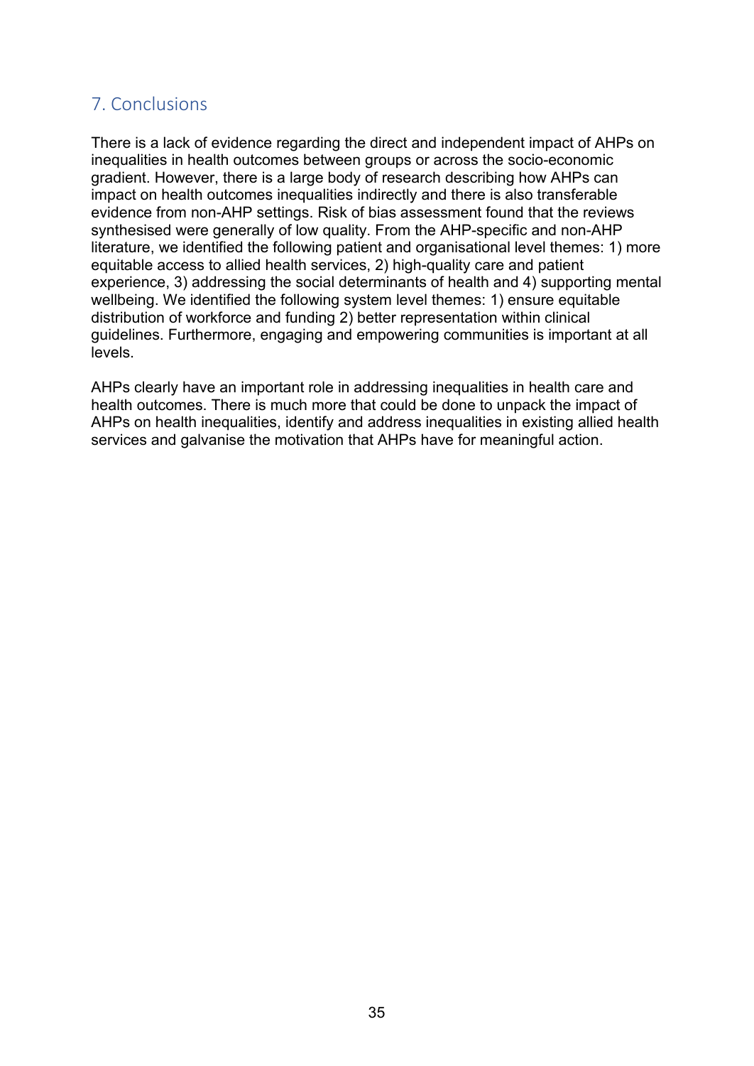## 7. Conclusions

There is a lack of evidence regarding the direct and independent impact of AHPs on inequalities in health outcomes between groups or across the socio-economic gradient. However, there is a large body of research describing how AHPs can impact on health outcomes inequalities indirectly and there is also transferable evidence from non-AHP settings. Risk of bias assessment found that the reviews synthesised were generally of low quality. From the AHP-specific and non-AHP literature, we identified the following patient and organisational level themes: 1) more equitable access to allied health services, 2) high-quality care and patient experience, 3) addressing the social determinants of health and 4) supporting mental wellbeing. We identified the following system level themes: 1) ensure equitable distribution of workforce and funding 2) better representation within clinical guidelines. Furthermore, engaging and empowering communities is important at all levels.

AHPs clearly have an important role in addressing inequalities in health care and health outcomes. There is much more that could be done to unpack the impact of AHPs on health inequalities, identify and address inequalities in existing allied health services and galvanise the motivation that AHPs have for meaningful action.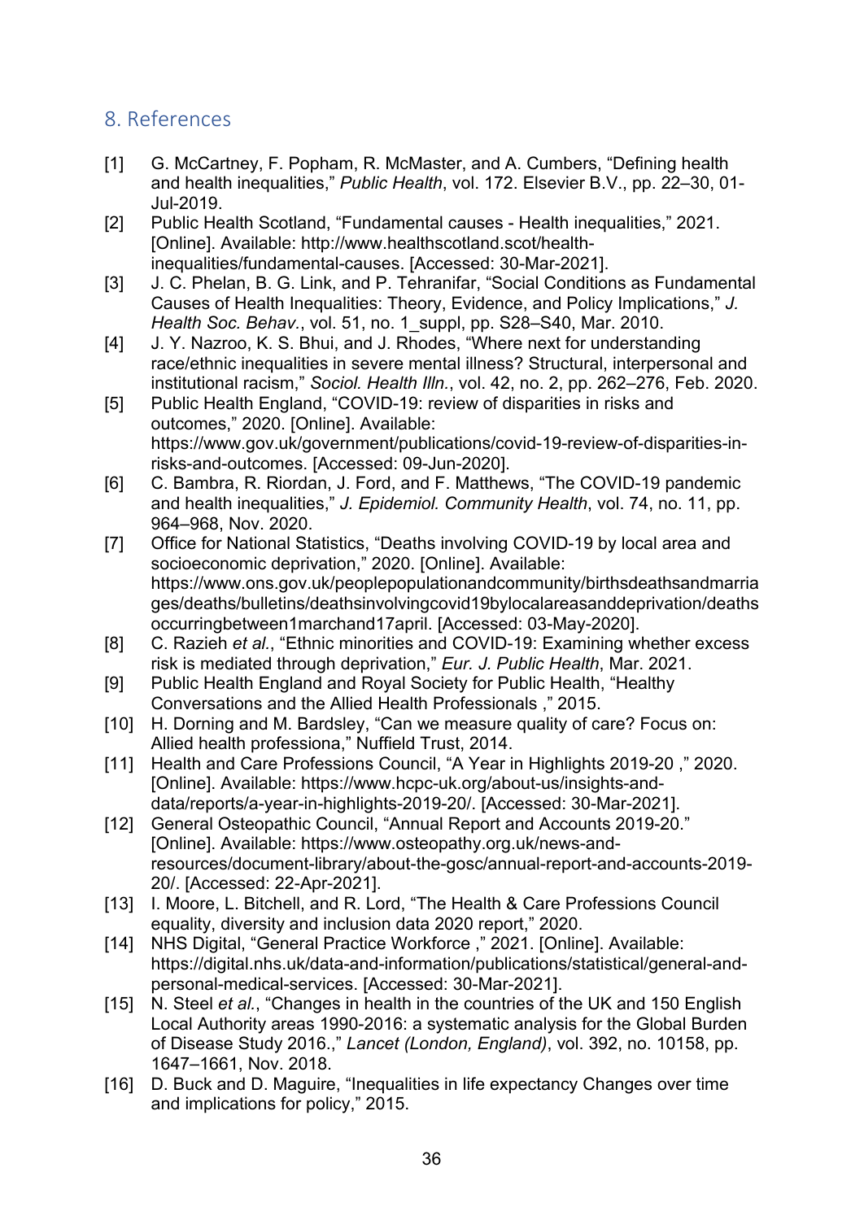## 8. References

[1] G. McCartney, F. Popham, R. McMaster, and A. Cumbers, "Defining health and health inequalities," *Public Health*, vol. 172. Elsevier B.V., pp. 22–30, 01-Jul-2019.

[2] Public Health Scotland, "Fundamental causes - Health inequalities," 2021. [Online]. Available: http://www.healthscotland.scot/health-inequalities/fundamental-causes. [Accessed: 30-Mar-2021].

[3] J. C. Phelan, B. G. Link, and P. Tehranifar, "Social Conditions as Fundamental Causes of Health Inequalities: Theory, Evidence, and Policy Implications," *J. Health Soc. Behav.*, vol. 51, no. 1_suppl, pp. S28–S40, Mar. 2010.

[4] J. Y. Nazroo, K. S. Bhui, and J. Rhodes, "Where next for understanding race/ethnic inequalities in severe mental illness? Structural, interpersonal and institutional racism," *Sociol. Health Illn.*, vol. 42, no. 2, pp. 262–276, Feb. 2020.

[5] Public Health England, "COVID-19: review of disparities in risks and outcomes," 2020. [Online]. Available: https://www.gov.uk/government/publications/covid-19-review-of-disparities-in-risks-and-outcomes. [Accessed: 09-Jun-2020].

[6] C. Bambra, R. Riordan, J. Ford, and F. Matthews, "The COVID-19 pandemic and health inequalities," *J. Epidemiol. Community Health*, vol. 74, no. 11, pp. 964–968, Nov. 2020.

[7] Office for National Statistics, "Deaths involving COVID-19 by local area and socioeconomic deprivation," 2020. [Online]. Available: https://www.ons.gov.uk/peoplepopulationandcommunity/birthsdeathsandmarriages/deaths/bulletins/deathsinvolvingcovid19bylocalareasanddeprivation/deathsoccurringbetween1marchand17april. [Accessed: 03-May-2020].

[8] C. Razieh *et al.*, "Ethnic minorities and COVID-19: Examining whether excess risk is mediated through deprivation," *Eur. J. Public Health*, Mar. 2021.

[9] Public Health England and Royal Society for Public Health, "Healthy Conversations and the Allied Health Professionals ," 2015.

[10] H. Dorning and M. Bardsley, "Can we measure quality of care? Focus on: Allied health professiona," Nuffield Trust, 2014.

[11] Health and Care Professions Council, "A Year in Highlights 2019-20 ," 2020. [Online]. Available: https://www.hcpc-uk.org/about-us/insights-and-data/reports/a-year-in-highlights-2019-20/. [Accessed: 30-Mar-2021].

[12] General Osteopathic Council, "Annual Report and Accounts 2019-20." [Online]. Available: https://www.osteopathy.org.uk/news-and-resources/document-library/about-the-gosc/annual-report-and-accounts-2019-20/. [Accessed: 22-Apr-2021].

[13] I. Moore, L. Bitchell, and R. Lord, "The Health & Care Professions Council equality, diversity and inclusion data 2020 report," 2020.

[14] NHS Digital, "General Practice Workforce ," 2021. [Online]. Available: https://digital.nhs.uk/data-and-information/publications/statistical/general-and-personal-medical-services. [Accessed: 30-Mar-2021].

[15] N. Steel *et al.*, "Changes in health in the countries of the UK and 150 English Local Authority areas 1990-2016: a systematic analysis for the Global Burden of Disease Study 2016.," *Lancet (London, England)*, vol. 392, no. 10158, pp. 1647–1661, Nov. 2018.

[16] D. Buck and D. Maguire, "Inequalities in life expectancy Changes over time and implications for policy," 2015.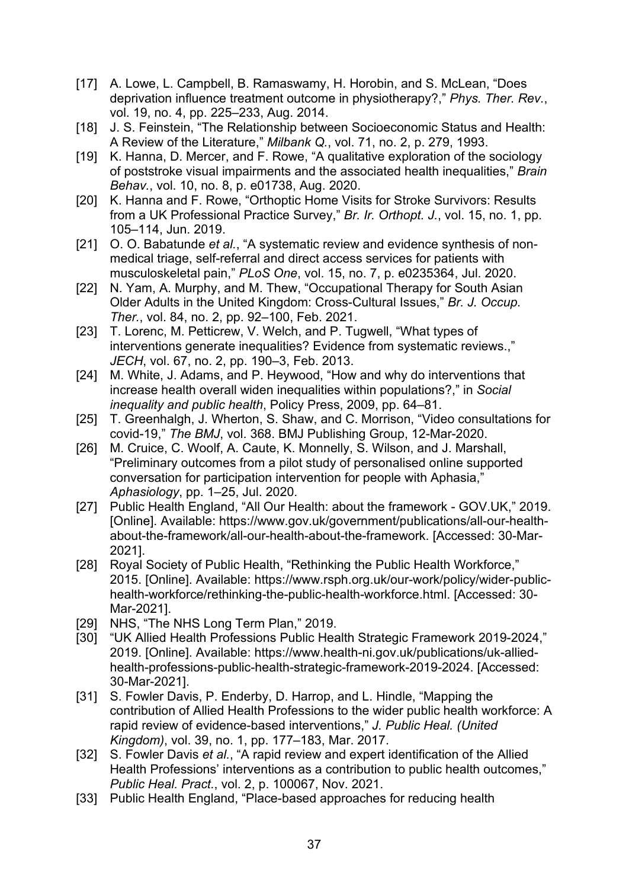[17] A. Lowe, L. Campbell, B. Ramaswamy, H. Horobin, and S. McLean, “Does deprivation influence treatment outcome in physiotherapy?,” *Phys. Ther. Rev.*, vol. 19, no. 4, pp. 225–233, Aug. 2014.

[18] J. S. Feinstein, “The Relationship between Socioeconomic Status and Health: A Review of the Literature,” *Milbank Q.*, vol. 71, no. 2, p. 279, 1993.

[19] K. Hanna, D. Mercer, and F. Rowe, “A qualitative exploration of the sociology of poststroke visual impairments and the associated health inequalities,” *Brain Behav.*, vol. 10, no. 8, p. e01738, Aug. 2020.

[20] K. Hanna and F. Rowe, “Orthoptic Home Visits for Stroke Survivors: Results from a UK Professional Practice Survey,” *Br. Ir. Orthopt. J.*, vol. 15, no. 1, pp. 105–114, Jun. 2019.

[21] O. O. Babatunde *et al.*, “A systematic review and evidence synthesis of non-medical triage, self-referral and direct access services for patients with musculoskeletal pain,” *PLoS One*, vol. 15, no. 7, p. e0235364, Jul. 2020.

[22] N. Yam, A. Murphy, and M. Thew, “Occupational Therapy for South Asian Older Adults in the United Kingdom: Cross-Cultural Issues,” *Br. J. Occup. Ther.*, vol. 84, no. 2, pp. 92–100, Feb. 2021.

[23] T. Lorenc, M. Petticrew, V. Welch, and P. Tugwell, “What types of interventions generate inequalities? Evidence from systematic reviews.,” *JECH*, vol. 67, no. 2, pp. 190–3, Feb. 2013.

[24] M. White, J. Adams, and P. Heywood, “How and why do interventions that increase health overall widen inequalities within populations?,” in *Social inequality and public health*, Policy Press, 2009, pp. 64–81.

[25] T. Greenhalgh, J. Wherton, S. Shaw, and C. Morrison, “Video consultations for covid-19,” *The BMJ*, vol. 368. BMJ Publishing Group, 12-Mar-2020.

[26] M. Cruice, C. Woolf, A. Caute, K. Monnelly, S. Wilson, and J. Marshall, “Preliminary outcomes from a pilot study of personalised online supported conversation for participation intervention for people with Aphasia,” *Aphasiology*, pp. 1–25, Jul. 2020.

[27] Public Health England, “All Our Health: about the framework - GOV.UK,” 2019. [Online]. Available: https://www.gov.uk/government/publications/all-our-health-about-the-framework/all-our-health-about-the-framework. [Accessed: 30-Mar-2021].

[28] Royal Society of Public Health, “Rethinking the Public Health Workforce,” 2015. [Online]. Available: https://www.rsph.org.uk/our-work/policy/wider-public-health-workforce/rethinking-the-public-health-workforce.html. [Accessed: 30-Mar-2021].

[29] NHS, “The NHS Long Term Plan,” 2019.

[30] “UK Allied Health Professions Public Health Strategic Framework 2019-2024,” 2019. [Online]. Available: https://www.health-ni.gov.uk/publications/uk-allied-health-professions-public-health-strategic-framework-2019-2024. [Accessed: 30-Mar-2021].

[31] S. Fowler Davis, P. Enderby, D. Harrop, and L. Hindle, “Mapping the contribution of Allied Health Professions to the wider public health workforce: A rapid review of evidence-based interventions,” *J. Public Heal. (United Kingdom)*, vol. 39, no. 1, pp. 177–183, Mar. 2017.

[32] S. Fowler Davis *et al.*, “A rapid review and expert identification of the Allied Health Professions’ interventions as a contribution to public health outcomes,” *Public Heal. Pract.*, vol. 2, p. 100067, Nov. 2021.

[33] Public Health England, “Place-based approaches for reducing health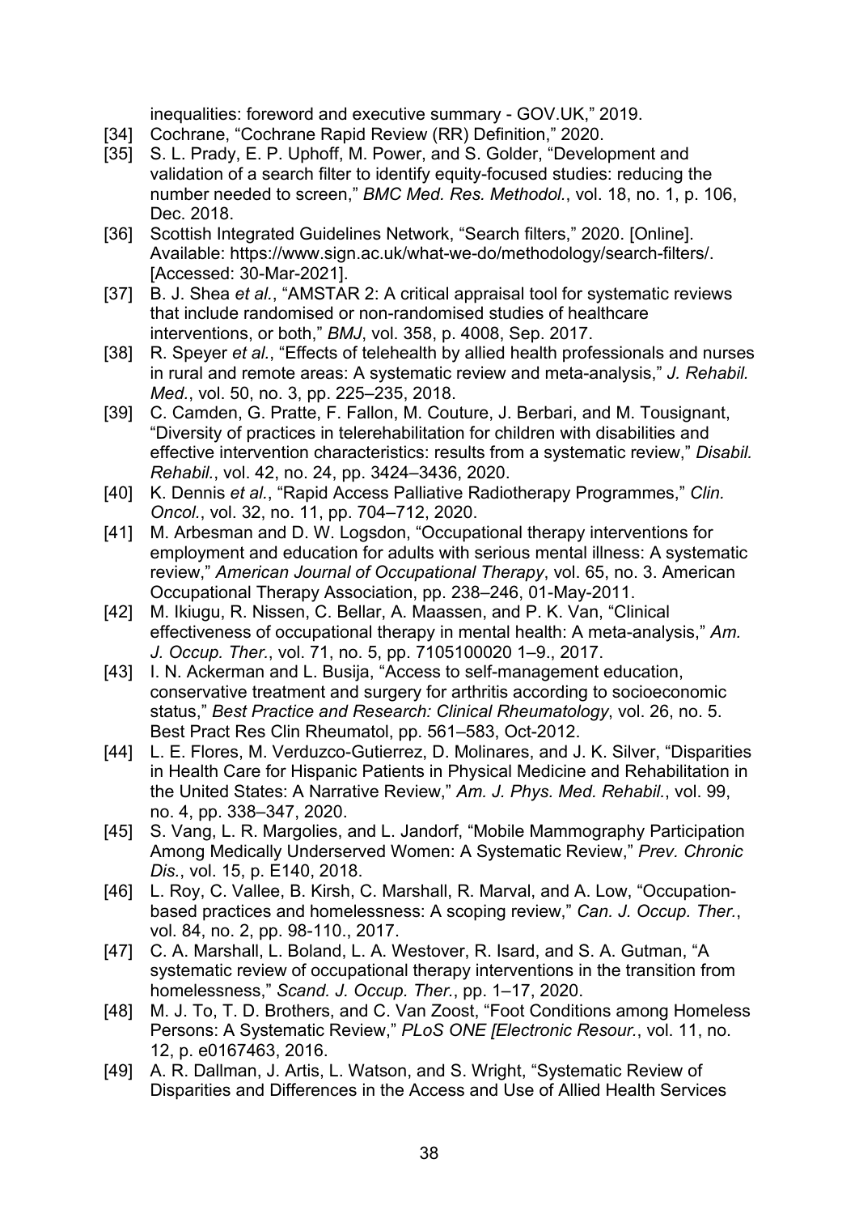inequalities: foreword and executive summary - GOV.UK," 2019.

[34] Cochrane, "Cochrane Rapid Review (RR) Definition," 2020.

[35] S. L. Prady, E. P. Uphoff, M. Power, and S. Golder, "Development and validation of a search filter to identify equity-focused studies: reducing the number needed to screen," *BMC Med. Res. Methodol.*, vol. 18, no. 1, p. 106, Dec. 2018.

[36] Scottish Integrated Guidelines Network, "Search filters," 2020. [Online]. Available: https://www.sign.ac.uk/what-we-do/methodology/search-filters/. [Accessed: 30-Mar-2021].

[37] B. J. Shea *et al.*, "AMSTAR 2: A critical appraisal tool for systematic reviews that include randomised or non-randomised studies of healthcare interventions, or both," *BMJ*, vol. 358, p. 4008, Sep. 2017.

[38] R. Speyer *et al.*, "Effects of telehealth by allied health professionals and nurses in rural and remote areas: A systematic review and meta-analysis," *J. Rehabil. Med.*, vol. 50, no. 3, pp. 225–235, 2018.

[39] C. Camden, G. Pratte, F. Fallon, M. Couture, J. Berbari, and M. Tousignant, "Diversity of practices in telerehabilitation for children with disabilities and effective intervention characteristics: results from a systematic review," *Disabil. Rehabil.*, vol. 42, no. 24, pp. 3424–3436, 2020.

[40] K. Dennis *et al.*, "Rapid Access Palliative Radiotherapy Programmes," *Clin. Oncol.*, vol. 32, no. 11, pp. 704–712, 2020.

[41] M. Arbesman and D. W. Logsdon, "Occupational therapy interventions for employment and education for adults with serious mental illness: A systematic review," *American Journal of Occupational Therapy*, vol. 65, no. 3. American Occupational Therapy Association, pp. 238–246, 01-May-2011.

[42] M. Ikiugu, R. Nissen, C. Bellar, A. Maassen, and P. K. Van, "Clinical effectiveness of occupational therapy in mental health: A meta-analysis," *Am. J. Occup. Ther.*, vol. 71, no. 5, pp. 7105100020 1–9., 2017.

[43] I. N. Ackerman and L. Busija, "Access to self-management education, conservative treatment and surgery for arthritis according to socioeconomic status," *Best Practice and Research: Clinical Rheumatology*, vol. 26, no. 5. Best Pract Res Clin Rheumatol, pp. 561–583, Oct-2012.

[44] L. E. Flores, M. Verduzco-Gutierrez, D. Molinares, and J. K. Silver, "Disparities in Health Care for Hispanic Patients in Physical Medicine and Rehabilitation in the United States: A Narrative Review," *Am. J. Phys. Med. Rehabil.*, vol. 99, no. 4, pp. 338–347, 2020.

[45] S. Vang, L. R. Margolies, and L. Jandorf, "Mobile Mammography Participation Among Medically Underserved Women: A Systematic Review," *Prev. Chronic Dis.*, vol. 15, p. E140, 2018.

[46] L. Roy, C. Vallee, B. Kirsh, C. Marshall, R. Marval, and A. Low, "Occupation-based practices and homelessness: A scoping review," *Can. J. Occup. Ther.*, vol. 84, no. 2, pp. 98-110., 2017.

[47] C. A. Marshall, L. Boland, L. A. Westover, R. Isard, and S. A. Gutman, "A systematic review of occupational therapy interventions in the transition from homelessness," *Scand. J. Occup. Ther.*, pp. 1–17, 2020.

[48] M. J. To, T. D. Brothers, and C. Van Zoost, "Foot Conditions among Homeless Persons: A Systematic Review," *PLoS ONE [Electronic Resour.*, vol. 11, no. 12, p. e0167463, 2016.

[49] A. R. Dallman, J. Artis, L. Watson, and S. Wright, "Systematic Review of Disparities and Differences in the Access and Use of Allied Health Services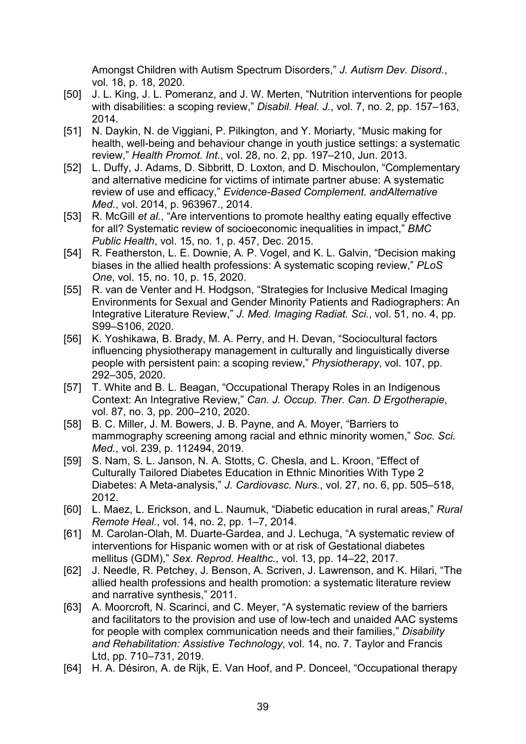Amongst Children with Autism Spectrum Disorders," *J. Autism Dev. Disord.*, vol. 18, p. 18, 2020.

[50] J. L. King, J. L. Pomeranz, and J. W. Merten, "Nutrition interventions for people with disabilities: a scoping review," *Disabil. Heal. J.*, vol. 7, no. 2, pp. 157–163, 2014.

[51] N. Daykin, N. de Viggiani, P. Pilkington, and Y. Moriarty, "Music making for health, well-being and behaviour change in youth justice settings: a systematic review," *Health Promot. Int.*, vol. 28, no. 2, pp. 197–210, Jun. 2013.

[52] L. Duffy, J. Adams, D. Sibbritt, D. Loxton, and D. Mischoulon, "Complementary and alternative medicine for victims of intimate partner abuse: A systematic review of use and efficacy," *Evidence-Based Complement. andAlternative Med.*, vol. 2014, p. 963967., 2014.

[53] R. McGill *et al.*, "Are interventions to promote healthy eating equally effective for all? Systematic review of socioeconomic inequalities in impact," *BMC Public Health*, vol. 15, no. 1, p. 457, Dec. 2015.

[54] R. Featherston, L. E. Downie, A. P. Vogel, and K. L. Galvin, "Decision making biases in the allied health professions: A systematic scoping review," *PLoS One*, vol. 15, no. 10, p. 15, 2020.

[55] R. van de Venter and H. Hodgson, "Strategies for Inclusive Medical Imaging Environments for Sexual and Gender Minority Patients and Radiographers: An Integrative Literature Review," *J. Med. Imaging Radiat. Sci.*, vol. 51, no. 4, pp. S99–S106, 2020.

[56] K. Yoshikawa, B. Brady, M. A. Perry, and H. Devan, "Sociocultural factors influencing physiotherapy management in culturally and linguistically diverse people with persistent pain: a scoping review," *Physiotherapy*, vol. 107, pp. 292–305, 2020.

[57] T. White and B. L. Beagan, "Occupational Therapy Roles in an Indigenous Context: An Integrative Review," *Can. J. Occup. Ther. Can. D Ergotherapie*, vol. 87, no. 3, pp. 200–210, 2020.

[58] B. C. Miller, J. M. Bowers, J. B. Payne, and A. Moyer, "Barriers to mammography screening among racial and ethnic minority women," *Soc. Sci. Med.*, vol. 239, p. 112494, 2019.

[59] S. Nam, S. L. Janson, N. A. Stotts, C. Chesla, and L. Kroon, "Effect of Culturally Tailored Diabetes Education in Ethnic Minorities With Type 2 Diabetes: A Meta-analysis," *J. Cardiovasc. Nurs.*, vol. 27, no. 6, pp. 505–518, 2012.

[60] L. Maez, L. Erickson, and L. Naumuk, "Diabetic education in rural areas," *Rural Remote Heal.*, vol. 14, no. 2, pp. 1–7, 2014.

[61] M. Carolan-Olah, M. Duarte-Gardea, and J. Lechuga, "A systematic review of interventions for Hispanic women with or at risk of Gestational diabetes mellitus (GDM)," *Sex. Reprod. Healthc.*, vol. 13, pp. 14–22, 2017.

[62] J. Needle, R. Petchey, J. Benson, A. Scriven, J. Lawrenson, and K. Hilari, "The allied health professions and health promotion: a systematic literature review and narrative synthesis," 2011.

[63] A. Moorcroft, N. Scarinci, and C. Meyer, "A systematic review of the barriers and facilitators to the provision and use of low-tech and unaided AAC systems for people with complex communication needs and their families," *Disability and Rehabilitation: Assistive Technology*, vol. 14, no. 7. Taylor and Francis Ltd, pp. 710–731, 2019.

[64] H. A. Désiron, A. de Rijk, E. Van Hoof, and P. Donceel, "Occupational therapy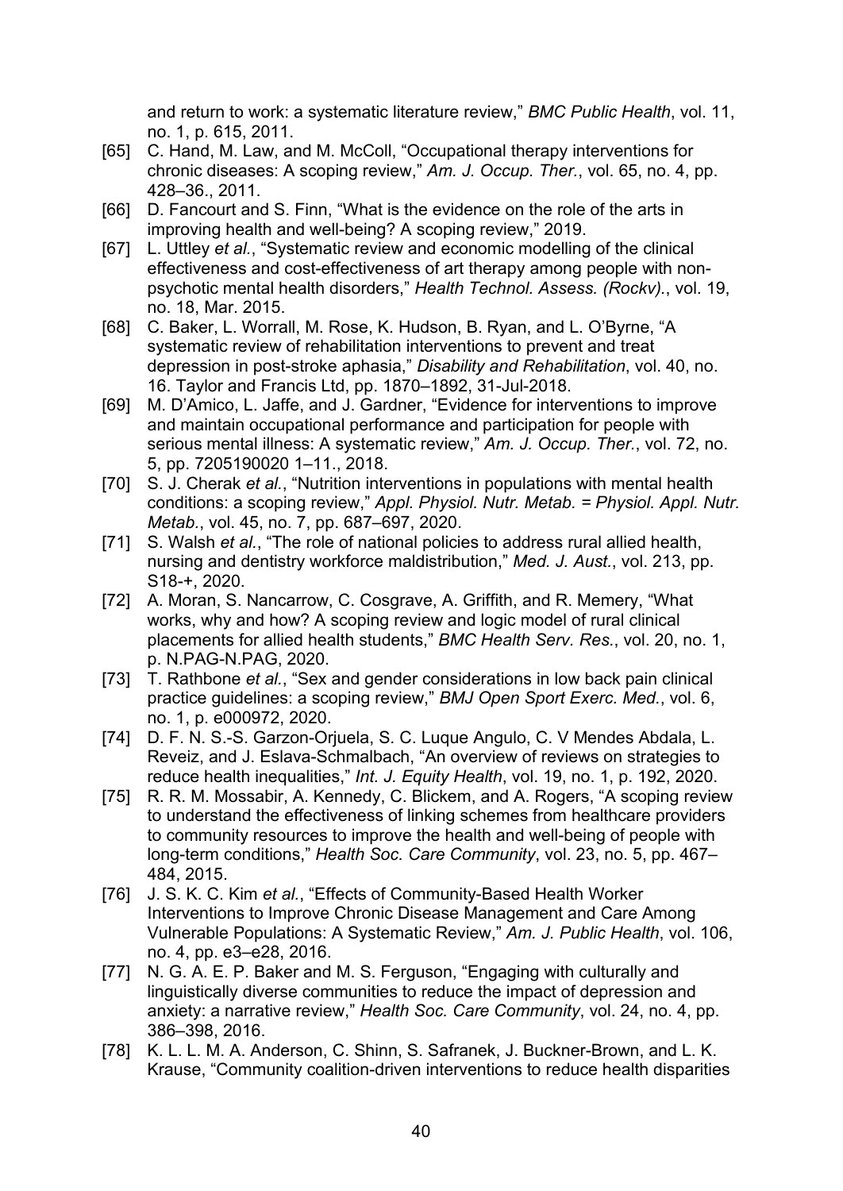and return to work: a systematic literature review," *BMC Public Health*, vol. 11, no. 1, p. 615, 2011.

[65] C. Hand, M. Law, and M. McColl, "Occupational therapy interventions for chronic diseases: A scoping review," *Am. J. Occup. Ther.*, vol. 65, no. 4, pp. 428–36., 2011.

[66] D. Fancourt and S. Finn, "What is the evidence on the role of the arts in improving health and well-being? A scoping review," 2019.

[67] L. Uttley *et al.*, "Systematic review and economic modelling of the clinical effectiveness and cost-effectiveness of art therapy among people with non-psychotic mental health disorders," *Health Technol. Assess. (Rockv).*, vol. 19, no. 18, Mar. 2015.

[68] C. Baker, L. Worrall, M. Rose, K. Hudson, B. Ryan, and L. O'Byrne, "A systematic review of rehabilitation interventions to prevent and treat depression in post-stroke aphasia," *Disability and Rehabilitation*, vol. 40, no. 16. Taylor and Francis Ltd, pp. 1870–1892, 31-Jul-2018.

[69] M. D'Amico, L. Jaffe, and J. Gardner, "Evidence for interventions to improve and maintain occupational performance and participation for people with serious mental illness: A systematic review," *Am. J. Occup. Ther.*, vol. 72, no. 5, pp. 7205190020 1–11., 2018.

[70] S. J. Cherak *et al.*, "Nutrition interventions in populations with mental health conditions: a scoping review," *Appl. Physiol. Nutr. Metab. = Physiol. Appl. Nutr. Metab.*, vol. 45, no. 7, pp. 687–697, 2020.

[71] S. Walsh *et al.*, "The role of national policies to address rural allied health, nursing and dentistry workforce maldistribution," *Med. J. Aust.*, vol. 213, pp. S18-+, 2020.

[72] A. Moran, S. Nancarrow, C. Cosgrave, A. Griffith, and R. Memery, "What works, why and how? A scoping review and logic model of rural clinical placements for allied health students," *BMC Health Serv. Res.*, vol. 20, no. 1, p. N.PAG-N.PAG, 2020.

[73] T. Rathbone *et al.*, "Sex and gender considerations in low back pain clinical practice guidelines: a scoping review," *BMJ Open Sport Exerc. Med.*, vol. 6, no. 1, p. e000972, 2020.

[74] D. F. N. S.-S. Garzon-Orjuela, S. C. Luque Angulo, C. V Mendes Abdala, L. Reveiz, and J. Eslava-Schmalbach, "An overview of reviews on strategies to reduce health inequalities," *Int. J. Equity Health*, vol. 19, no. 1, p. 192, 2020.

[75] R. R. M. Mossabir, A. Kennedy, C. Blickem, and A. Rogers, "A scoping review to understand the effectiveness of linking schemes from healthcare providers to community resources to improve the health and well-being of people with long-term conditions," *Health Soc. Care Community*, vol. 23, no. 5, pp. 467–484, 2015.

[76] J. S. K. C. Kim *et al.*, "Effects of Community-Based Health Worker Interventions to Improve Chronic Disease Management and Care Among Vulnerable Populations: A Systematic Review," *Am. J. Public Health*, vol. 106, no. 4, pp. e3–e28, 2016.

[77] N. G. A. E. P. Baker and M. S. Ferguson, "Engaging with culturally and linguistically diverse communities to reduce the impact of depression and anxiety: a narrative review," *Health Soc. Care Community*, vol. 24, no. 4, pp. 386–398, 2016.

[78] K. L. L. M. A. Anderson, C. Shinn, S. Safranek, J. Buckner-Brown, and L. K. Krause, "Community coalition-driven interventions to reduce health disparities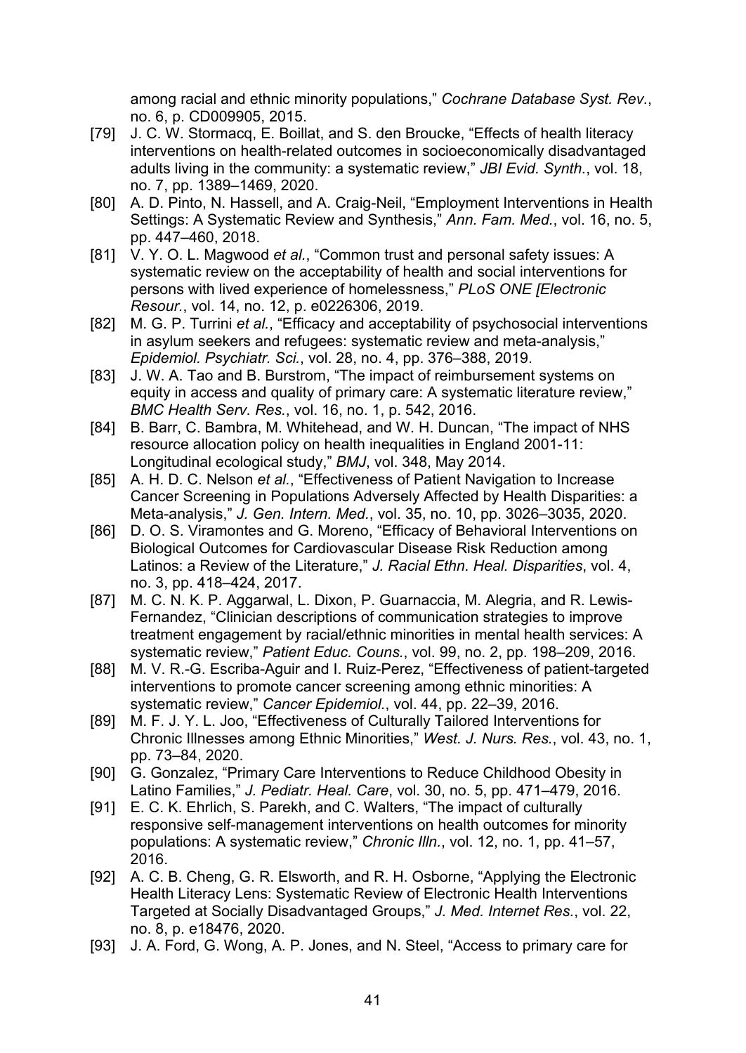among racial and ethnic minority populations," *Cochrane Database Syst. Rev.*, no. 6, p. CD009905, 2015.

[79] J. C. W. Stormacq, E. Boillat, and S. den Broucke, "Effects of health literacy interventions on health-related outcomes in socioeconomically disadvantaged adults living in the community: a systematic review," *JBI Evid. Synth.*, vol. 18, no. 7, pp. 1389–1469, 2020.

[80] A. D. Pinto, N. Hassell, and A. Craig-Neil, "Employment Interventions in Health Settings: A Systematic Review and Synthesis," *Ann. Fam. Med.*, vol. 16, no. 5, pp. 447–460, 2018.

[81] V. Y. O. L. Magwood *et al.*, "Common trust and personal safety issues: A systematic review on the acceptability of health and social interventions for persons with lived experience of homelessness," *PLoS ONE [Electronic Resour.*, vol. 14, no. 12, p. e0226306, 2019.

[82] M. G. P. Turrini *et al.*, "Efficacy and acceptability of psychosocial interventions in asylum seekers and refugees: systematic review and meta-analysis," *Epidemiol. Psychiatr. Sci.*, vol. 28, no. 4, pp. 376–388, 2019.

[83] J. W. A. Tao and B. Burstrom, "The impact of reimbursement systems on equity in access and quality of primary care: A systematic literature review," *BMC Health Serv. Res.*, vol. 16, no. 1, p. 542, 2016.

[84] B. Barr, C. Bambra, M. Whitehead, and W. H. Duncan, "The impact of NHS resource allocation policy on health inequalities in England 2001-11: Longitudinal ecological study," *BMJ*, vol. 348, May 2014.

[85] A. H. D. C. Nelson *et al.*, "Effectiveness of Patient Navigation to Increase Cancer Screening in Populations Adversely Affected by Health Disparities: a Meta-analysis," *J. Gen. Intern. Med.*, vol. 35, no. 10, pp. 3026–3035, 2020.

[86] D. O. S. Viramontes and G. Moreno, "Efficacy of Behavioral Interventions on Biological Outcomes for Cardiovascular Disease Risk Reduction among Latinos: a Review of the Literature," *J. Racial Ethn. Heal. Disparities*, vol. 4, no. 3, pp. 418–424, 2017.

[87] M. C. N. K. P. Aggarwal, L. Dixon, P. Guarnaccia, M. Alegria, and R. Lewis-Fernandez, "Clinician descriptions of communication strategies to improve treatment engagement by racial/ethnic minorities in mental health services: A systematic review," *Patient Educ. Couns.*, vol. 99, no. 2, pp. 198–209, 2016.

[88] M. V. R.-G. Escriba-Aguir and I. Ruiz-Perez, "Effectiveness of patient-targeted interventions to promote cancer screening among ethnic minorities: A systematic review," *Cancer Epidemiol.*, vol. 44, pp. 22–39, 2016.

[89] M. F. J. Y. L. Joo, "Effectiveness of Culturally Tailored Interventions for Chronic Illnesses among Ethnic Minorities," *West. J. Nurs. Res.*, vol. 43, no. 1, pp. 73–84, 2020.

[90] G. Gonzalez, "Primary Care Interventions to Reduce Childhood Obesity in Latino Families," *J. Pediatr. Heal. Care*, vol. 30, no. 5, pp. 471–479, 2016.

[91] E. C. K. Ehrlich, S. Parekh, and C. Walters, "The impact of culturally responsive self-management interventions on health outcomes for minority populations: A systematic review," *Chronic Illn.*, vol. 12, no. 1, pp. 41–57, 2016.

[92] A. C. B. Cheng, G. R. Elsworth, and R. H. Osborne, "Applying the Electronic Health Literacy Lens: Systematic Review of Electronic Health Interventions Targeted at Socially Disadvantaged Groups," *J. Med. Internet Res.*, vol. 22, no. 8, p. e18476, 2020.

[93] J. A. Ford, G. Wong, A. P. Jones, and N. Steel, "Access to primary care for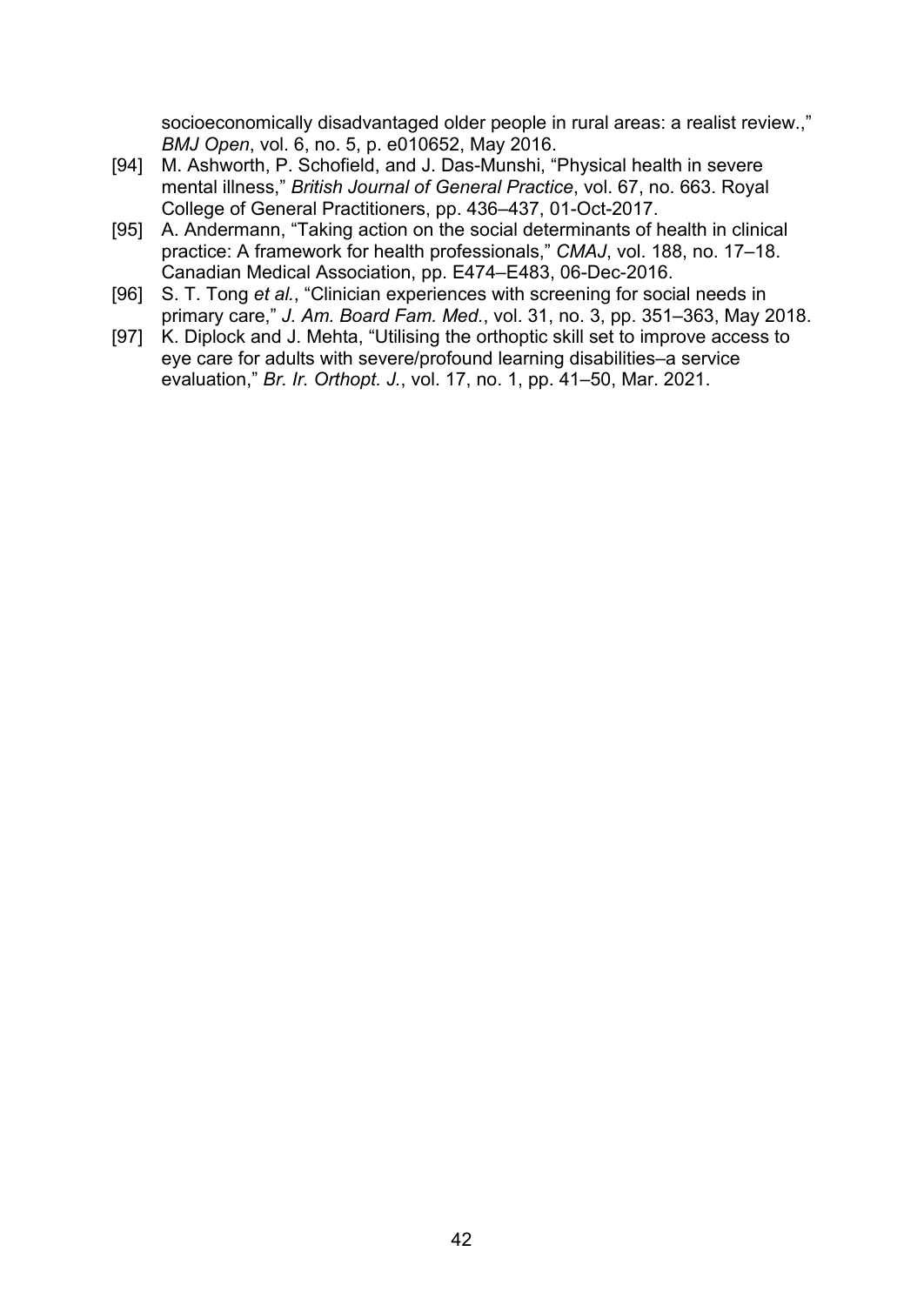socioeconomically disadvantaged older people in rural areas: a realist review.," *BMJ Open*, vol. 6, no. 5, p. e010652, May 2016.

[94] M. Ashworth, P. Schofield, and J. Das-Munshi, "Physical health in severe mental illness," *British Journal of General Practice*, vol. 67, no. 663. Royal College of General Practitioners, pp. 436–437, 01-Oct-2017.

[95] A. Andermann, "Taking action on the social determinants of health in clinical practice: A framework for health professionals," *CMAJ*, vol. 188, no. 17–18. Canadian Medical Association, pp. E474–E483, 06-Dec-2016.

[96] S. T. Tong *et al.*, "Clinician experiences with screening for social needs in primary care," *J. Am. Board Fam. Med.*, vol. 31, no. 3, pp. 351–363, May 2018.

[97] K. Diplock and J. Mehta, "Utilising the orthoptic skill set to improve access to eye care for adults with severe/profound learning disabilities–a service evaluation," *Br. Ir. Orthopt. J.*, vol. 17, no. 1, pp. 41–50, Mar. 2021.